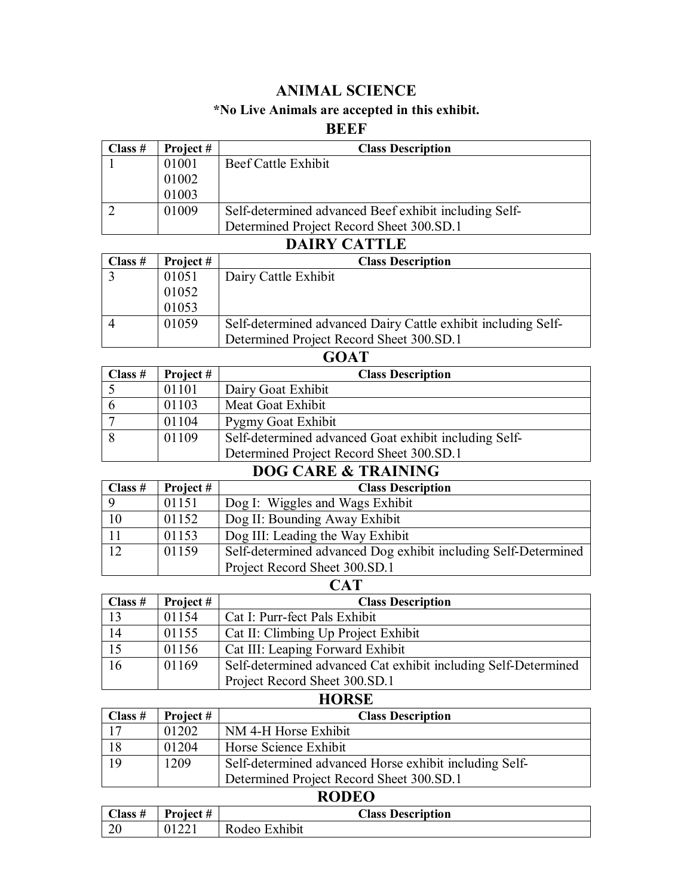# ANIMAL SCIENCE

**\*No Live Animals are accepted in this exhibit.**

## BEEF

| Class # | Project # | Class Description |
|---|---|---|
| 1 | 01001<br>01002<br>01003 | Beef Cattle Exhibit |
| 2 | 01009 | Self-determined advanced Beef exhibit including Self-Determined Project Record Sheet 300.SD.1 |

## DAIRY CATTLE

| Class # | Project # | Class Description |
|---|---|---|
| 3 | 01051<br>01052<br>01053 | Dairy Cattle Exhibit |
| 4 | 01059 | Self-determined advanced Dairy Cattle exhibit including Self-Determined Project Record Sheet 300.SD.1 |

## GOAT

| Class # | Project # | Class Description |
|---|---|---|
| 5 | 01101 | Dairy Goat Exhibit |
| 6 | 01103 | Meat Goat Exhibit |
| 7 | 01104 | Pygmy Goat Exhibit |
| 8 | 01109 | Self-determined advanced Goat exhibit including Self-Determined Project Record Sheet 300.SD.1 |

## DOG CARE & TRAINING

| Class # | Project # | Class Description |
|---|---|---|
| 9 | 01151 | Dog I: Wiggles and Wags Exhibit |
| 10 | 01152 | Dog II: Bounding Away Exhibit |
| 11 | 01153 | Dog III: Leading the Way Exhibit |
| 12 | 01159 | Self-determined advanced Dog exhibit including Self-Determined Project Record Sheet 300.SD.1 |

## CAT

| Class # | Project # | Class Description |
|---|---|---|
| 13 | 01154 | Cat I: Purr-fect Pals Exhibit |
| 14 | 01155 | Cat II: Climbing Up Project Exhibit |
| 15 | 01156 | Cat III: Leaping Forward Exhibit |
| 16 | 01169 | Self-determined advanced Cat exhibit including Self-Determined Project Record Sheet 300.SD.1 |

## HORSE

| Class # | Project # | Class Description |
|---|---|---|
| 17 | 01202 | NM 4-H Horse Exhibit |
| 18 | 01204 | Horse Science Exhibit |
| 19 | 1209 | Self-determined advanced Horse exhibit including Self-Determined Project Record Sheet 300.SD.1 |

## RODEO

| Class # | Project # | Class Description |
|---|---|---|
| 20 | 01221 | Rodeo Exhibit |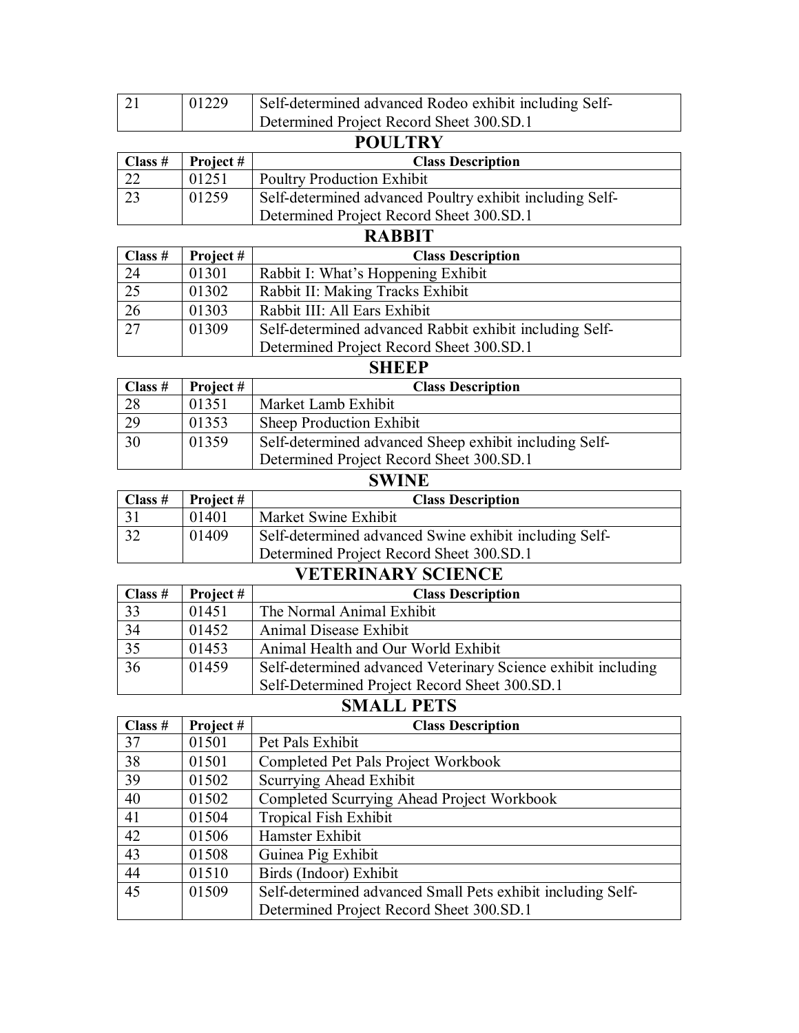| 21 | 01229 | Self-determined advanced Rodeo exhibit including Self-Determined Project Record Sheet 300.SD.1 |
|---|---|---|

## POULTRY

| Class # | Project # | Class Description |
|---|---|---|
| 22 | 01251 | Poultry Production Exhibit |
| 23 | 01259 | Self-determined advanced Poultry exhibit including Self-Determined Project Record Sheet 300.SD.1 |

## RABBIT

| Class # | Project # | Class Description |
|---|---|---|
| 24 | 01301 | Rabbit I: What's Hoppening Exhibit |
| 25 | 01302 | Rabbit II: Making Tracks Exhibit |
| 26 | 01303 | Rabbit III: All Ears Exhibit |
| 27 | 01309 | Self-determined advanced Rabbit exhibit including Self-Determined Project Record Sheet 300.SD.1 |

## SHEEP

| Class # | Project # | Class Description |
|---|---|---|
| 28 | 01351 | Market Lamb Exhibit |
| 29 | 01353 | Sheep Production Exhibit |
| 30 | 01359 | Self-determined advanced Sheep exhibit including Self-Determined Project Record Sheet 300.SD.1 |

## SWINE

| Class # | Project # | Class Description |
|---|---|---|
| 31 | 01401 | Market Swine Exhibit |
| 32 | 01409 | Self-determined advanced Swine exhibit including Self-Determined Project Record Sheet 300.SD.1 |

## VETERINARY SCIENCE

| Class # | Project # | Class Description |
|---|---|---|
| 33 | 01451 | The Normal Animal Exhibit |
| 34 | 01452 | Animal Disease Exhibit |
| 35 | 01453 | Animal Health and Our World Exhibit |
| 36 | 01459 | Self-determined advanced Veterinary Science exhibit including Self-Determined Project Record Sheet 300.SD.1 |

## SMALL PETS

| Class # | Project # | Class Description |
|---|---|---|
| 37 | 01501 | Pet Pals Exhibit |
| 38 | 01501 | Completed Pet Pals Project Workbook |
| 39 | 01502 | Scurrying Ahead Exhibit |
| 40 | 01502 | Completed Scurrying Ahead Project Workbook |
| 41 | 01504 | Tropical Fish Exhibit |
| 42 | 01506 | Hamster Exhibit |
| 43 | 01508 | Guinea Pig Exhibit |
| 44 | 01510 | Birds (Indoor) Exhibit |
| 45 | 01509 | Self-determined advanced Small Pets exhibit including Self-Determined Project Record Sheet 300.SD.1 |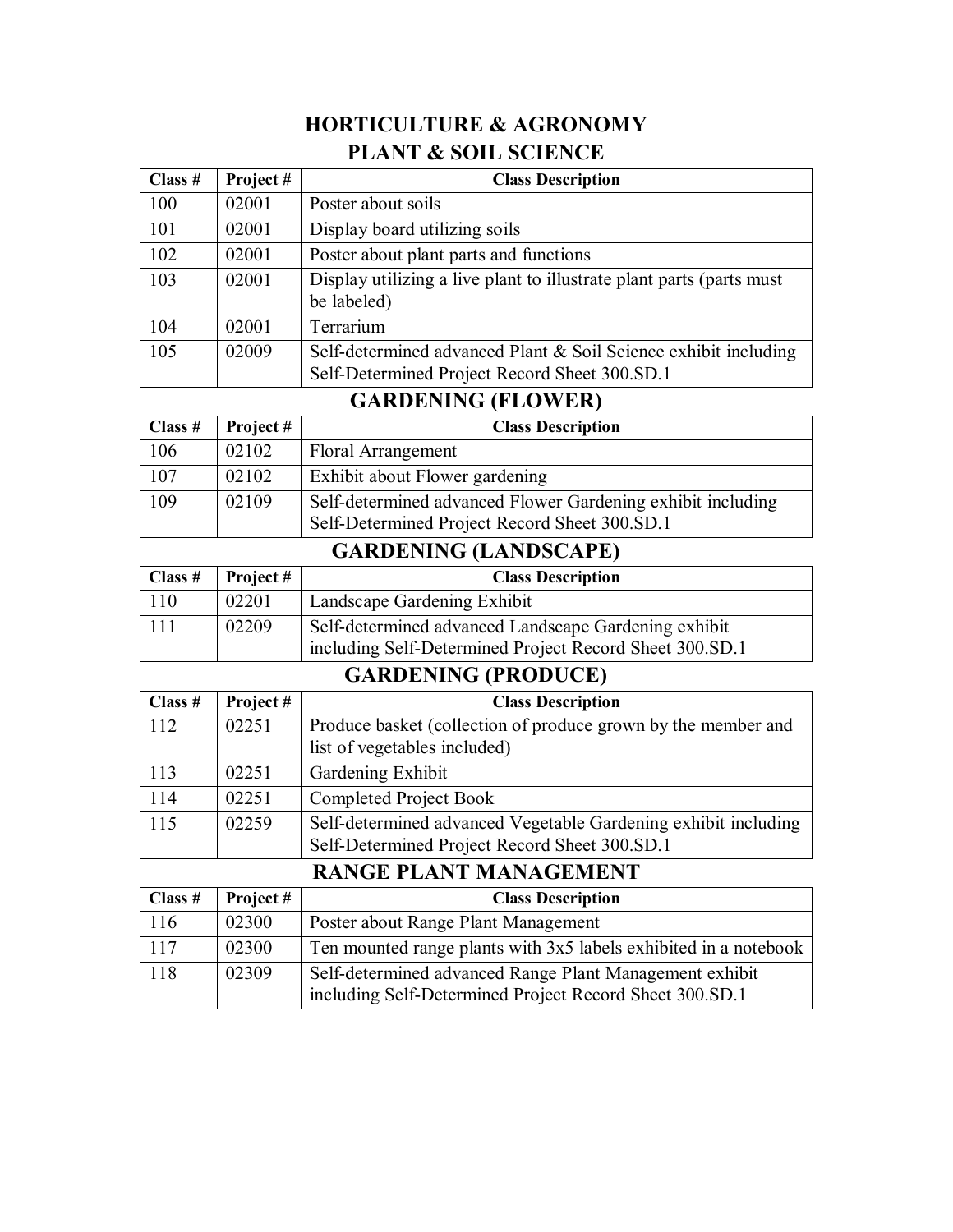# HORTICULTURE & AGRONOMY

## PLANT & SOIL SCIENCE

| Class # | Project # | Class Description |
|---|---|---|
| 100 | 02001 | Poster about soils |
| 101 | 02001 | Display board utilizing soils |
| 102 | 02001 | Poster about plant parts and functions |
| 103 | 02001 | Display utilizing a live plant to illustrate plant parts (parts must be labeled) |
| 104 | 02001 | Terrarium |
| 105 | 02009 | Self-determined advanced Plant & Soil Science exhibit including Self-Determined Project Record Sheet 300.SD.1 |

## GARDENING (FLOWER)

| Class # | Project # | Class Description |
|---|---|---|
| 106 | 02102 | Floral Arrangement |
| 107 | 02102 | Exhibit about Flower gardening |
| 109 | 02109 | Self-determined advanced Flower Gardening exhibit including Self-Determined Project Record Sheet 300.SD.1 |

## GARDENING (LANDSCAPE)

| Class # | Project # | Class Description |
|---|---|---|
| 110 | 02201 | Landscape Gardening Exhibit |
| 111 | 02209 | Self-determined advanced Landscape Gardening exhibit including Self-Determined Project Record Sheet 300.SD.1 |

## GARDENING (PRODUCE)

| Class # | Project # | Class Description |
|---|---|---|
| 112 | 02251 | Produce basket (collection of produce grown by the member and list of vegetables included) |
| 113 | 02251 | Gardening Exhibit |
| 114 | 02251 | Completed Project Book |
| 115 | 02259 | Self-determined advanced Vegetable Gardening exhibit including Self-Determined Project Record Sheet 300.SD.1 |

## RANGE PLANT MANAGEMENT

| Class # | Project # | Class Description |
|---|---|---|
| 116 | 02300 | Poster about Range Plant Management |
| 117 | 02300 | Ten mounted range plants with 3x5 labels exhibited in a notebook |
| 118 | 02309 | Self-determined advanced Range Plant Management exhibit including Self-Determined Project Record Sheet 300.SD.1 |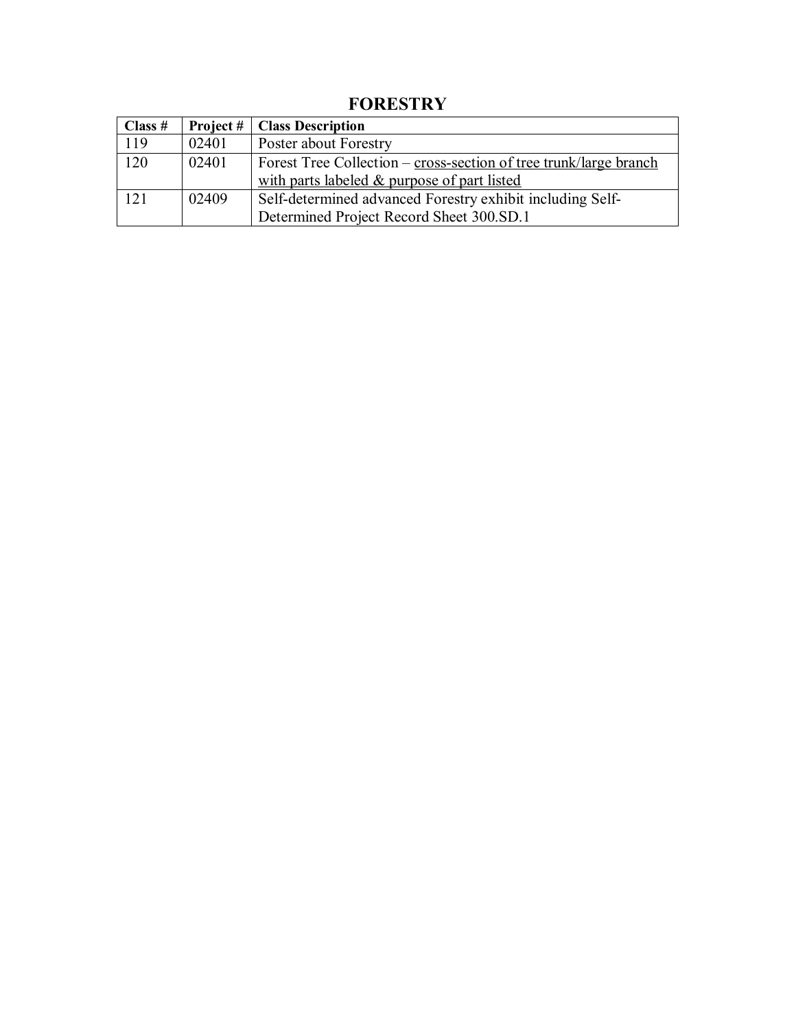# FORESTRY

| Class # | Project # | Class Description |
|---|---|---|
| 119 | 02401 | Poster about Forestry |
| 120 | 02401 | Forest Tree Collection – <u>cross-section of tree trunk/large branch with parts labeled & purpose of part listed</u> |
| 121 | 02409 | Self-determined advanced Forestry exhibit including Self-Determined Project Record Sheet 300.SD.1 |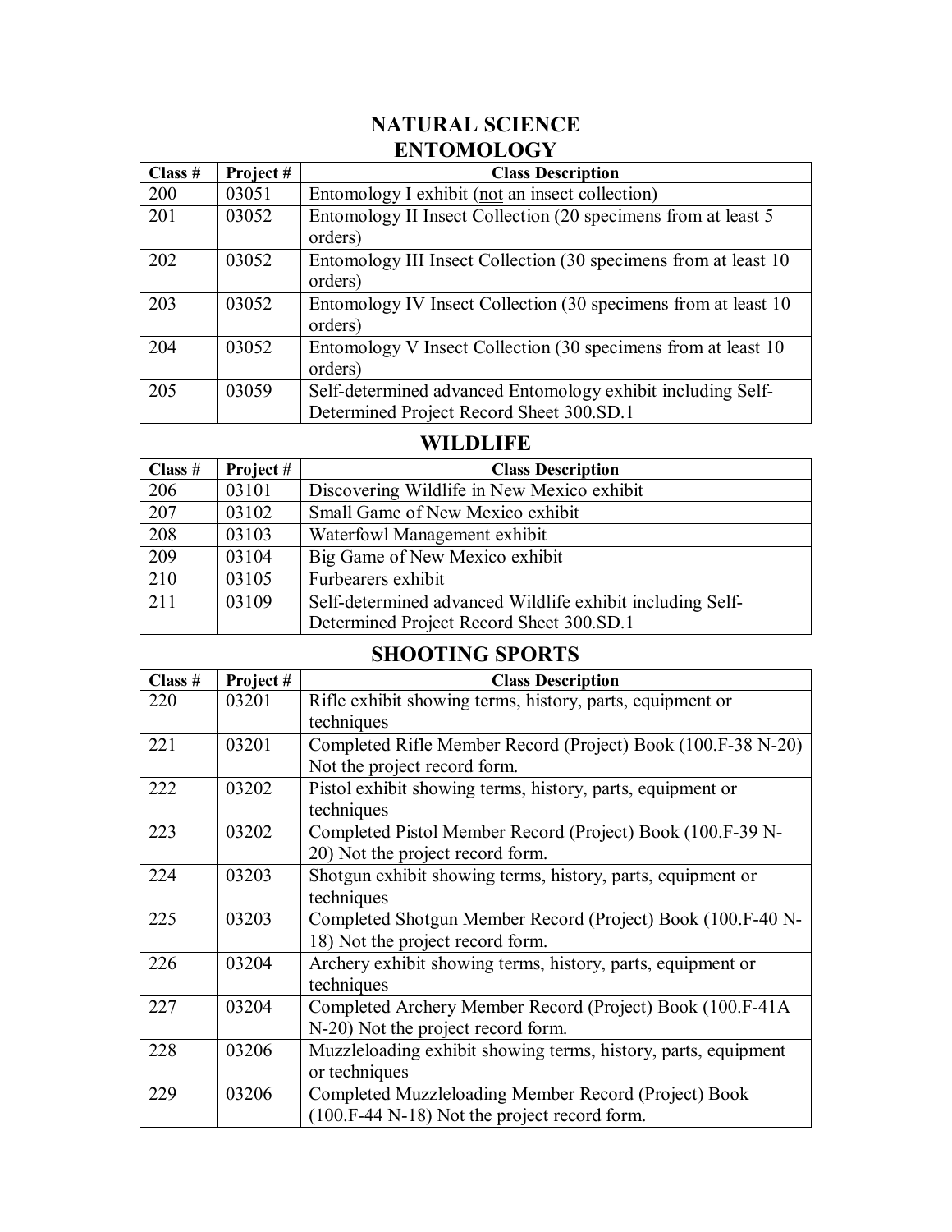# NATURAL SCIENCE

## ENTOMOLOGY

| Class # | Project # | Class Description |
|---|---|---|
| 200 | 03051 | Entomology I exhibit (not an insect collection) |
| 201 | 03052 | Entomology II Insect Collection (20 specimens from at least 5 orders) |
| 202 | 03052 | Entomology III Insect Collection (30 specimens from at least 10 orders) |
| 203 | 03052 | Entomology IV Insect Collection (30 specimens from at least 10 orders) |
| 204 | 03052 | Entomology V Insect Collection (30 specimens from at least 10 orders) |
| 205 | 03059 | Self-determined advanced Entomology exhibit including Self-Determined Project Record Sheet 300.SD.1 |

## WILDLIFE

| Class # | Project # | Class Description |
|---|---|---|
| 206 | 03101 | Discovering Wildlife in New Mexico exhibit |
| 207 | 03102 | Small Game of New Mexico exhibit |
| 208 | 03103 | Waterfowl Management exhibit |
| 209 | 03104 | Big Game of New Mexico exhibit |
| 210 | 03105 | Furbearers exhibit |
| 211 | 03109 | Self-determined advanced Wildlife exhibit including Self-Determined Project Record Sheet 300.SD.1 |

## SHOOTING SPORTS

| Class # | Project # | Class Description |
|---|---|---|
| 220 | 03201 | Rifle exhibit showing terms, history, parts, equipment or techniques |
| 221 | 03201 | Completed Rifle Member Record (Project) Book (100.F-38 N-20) Not the project record form. |
| 222 | 03202 | Pistol exhibit showing terms, history, parts, equipment or techniques |
| 223 | 03202 | Completed Pistol Member Record (Project) Book (100.F-39 N-20) Not the project record form. |
| 224 | 03203 | Shotgun exhibit showing terms, history, parts, equipment or techniques |
| 225 | 03203 | Completed Shotgun Member Record (Project) Book (100.F-40 N-18) Not the project record form. |
| 226 | 03204 | Archery exhibit showing terms, history, parts, equipment or techniques |
| 227 | 03204 | Completed Archery Member Record (Project) Book (100.F-41A N-20) Not the project record form. |
| 228 | 03206 | Muzzleloading exhibit showing terms, history, parts, equipment or techniques |
| 229 | 03206 | Completed Muzzleloading Member Record (Project) Book (100.F-44 N-18) Not the project record form. |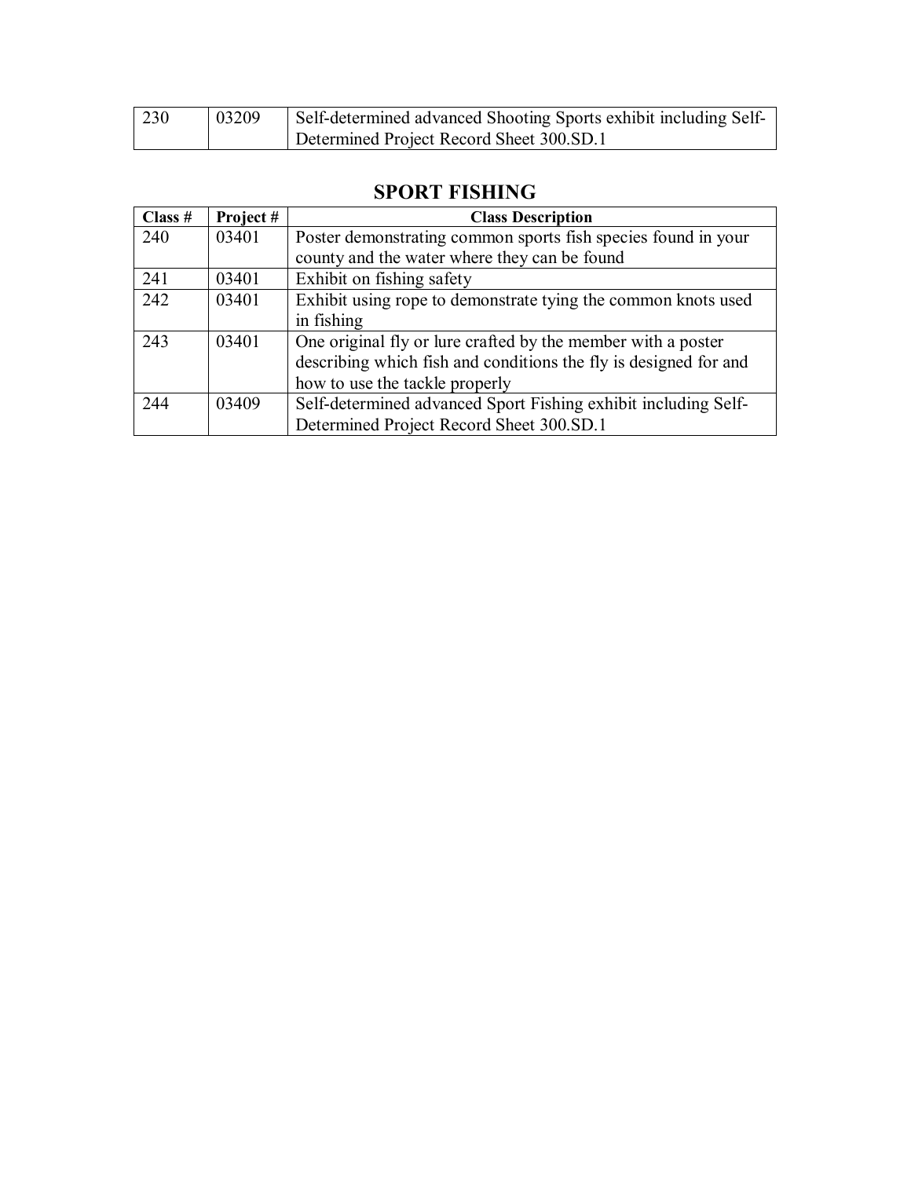| 230 | 03209 | Self-determined advanced Shooting Sports exhibit including Self-Determined Project Record Sheet 300.SD.1 |
|---|---|---|

## SPORT FISHING

| Class # | Project # | Class Description |
|---|---|---|
| 240 | 03401 | Poster demonstrating common sports fish species found in your county and the water where they can be found |
| 241 | 03401 | Exhibit on fishing safety |
| 242 | 03401 | Exhibit using rope to demonstrate tying the common knots used in fishing |
| 243 | 03401 | One original fly or lure crafted by the member with a poster describing which fish and conditions the fly is designed for and how to use the tackle properly |
| 244 | 03409 | Self-determined advanced Sport Fishing exhibit including Self-Determined Project Record Sheet 300.SD.1 |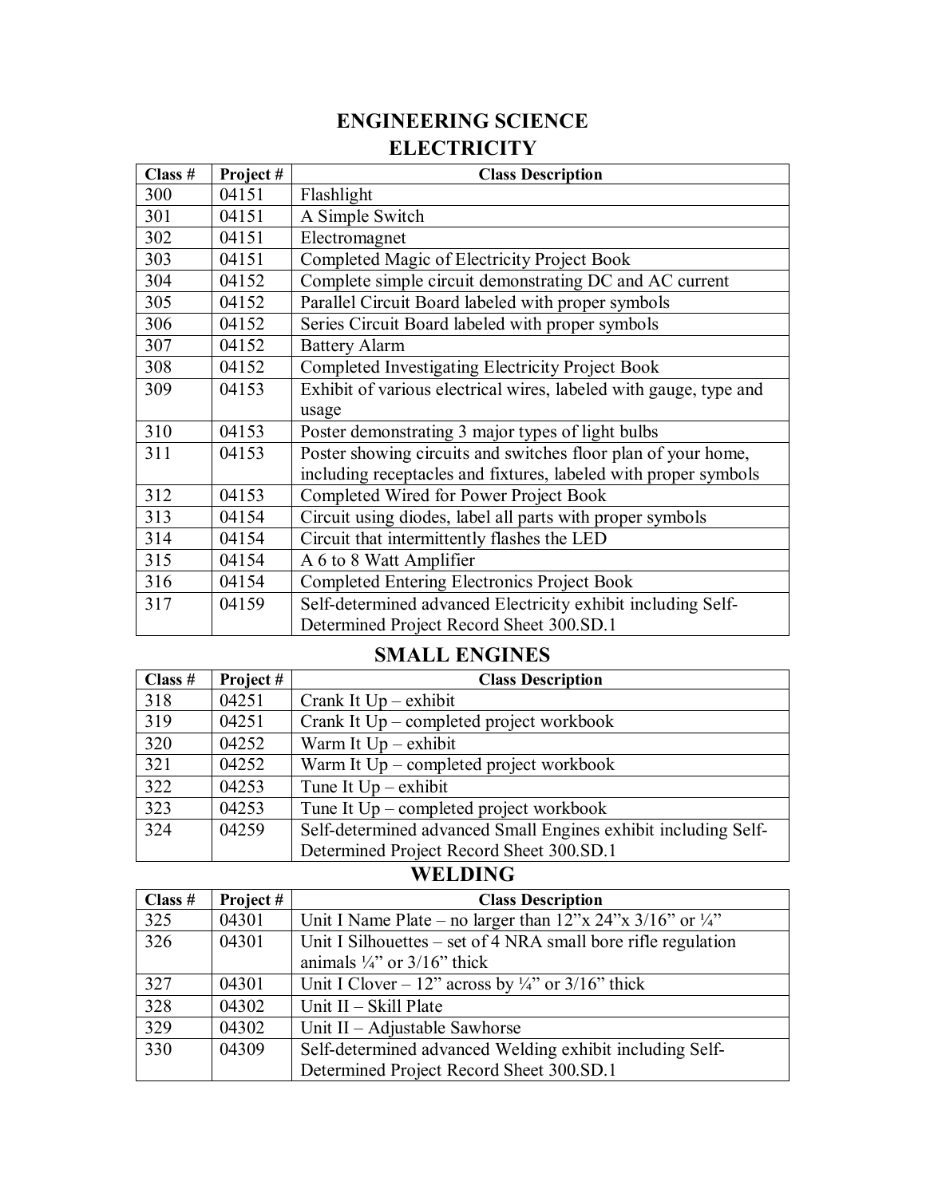# ENGINEERING SCIENCE

## ELECTRICITY

| Class # | Project # | Class Description |
|---|---|---|
| 300 | 04151 | Flashlight |
| 301 | 04151 | A Simple Switch |
| 302 | 04151 | Electromagnet |
| 303 | 04151 | Completed Magic of Electricity Project Book |
| 304 | 04152 | Complete simple circuit demonstrating DC and AC current |
| 305 | 04152 | Parallel Circuit Board labeled with proper symbols |
| 306 | 04152 | Series Circuit Board labeled with proper symbols |
| 307 | 04152 | Battery Alarm |
| 308 | 04152 | Completed Investigating Electricity Project Book |
| 309 | 04153 | Exhibit of various electrical wires, labeled with gauge, type and usage |
| 310 | 04153 | Poster demonstrating 3 major types of light bulbs |
| 311 | 04153 | Poster showing circuits and switches floor plan of your home, including receptacles and fixtures, labeled with proper symbols |
| 312 | 04153 | Completed Wired for Power Project Book |
| 313 | 04154 | Circuit using diodes, label all parts with proper symbols |
| 314 | 04154 | Circuit that intermittently flashes the LED |
| 315 | 04154 | A 6 to 8 Watt Amplifier |
| 316 | 04154 | Completed Entering Electronics Project Book |
| 317 | 04159 | Self-determined advanced Electricity exhibit including Self-Determined Project Record Sheet 300.SD.1 |

## SMALL ENGINES

| Class # | Project # | Class Description |
|---|---|---|
| 318 | 04251 | Crank It Up – exhibit |
| 319 | 04251 | Crank It Up – completed project workbook |
| 320 | 04252 | Warm It Up – exhibit |
| 321 | 04252 | Warm It Up – completed project workbook |
| 322 | 04253 | Tune It Up – exhibit |
| 323 | 04253 | Tune It Up – completed project workbook |
| 324 | 04259 | Self-determined advanced Small Engines exhibit including Self-Determined Project Record Sheet 300.SD.1 |

## WELDING

| Class # | Project # | Class Description |
|---|---|---|
| 325 | 04301 | Unit I Name Plate – no larger than 12"x 24"x 3/16" or ¼" |
| 326 | 04301 | Unit I Silhouettes – set of 4 NRA small bore rifle regulation animals ¼" or 3/16" thick |
| 327 | 04301 | Unit I Clover – 12" across by ¼" or 3/16" thick |
| 328 | 04302 | Unit II – Skill Plate |
| 329 | 04302 | Unit II – Adjustable Sawhorse |
| 330 | 04309 | Self-determined advanced Welding exhibit including Self-Determined Project Record Sheet 300.SD.1 |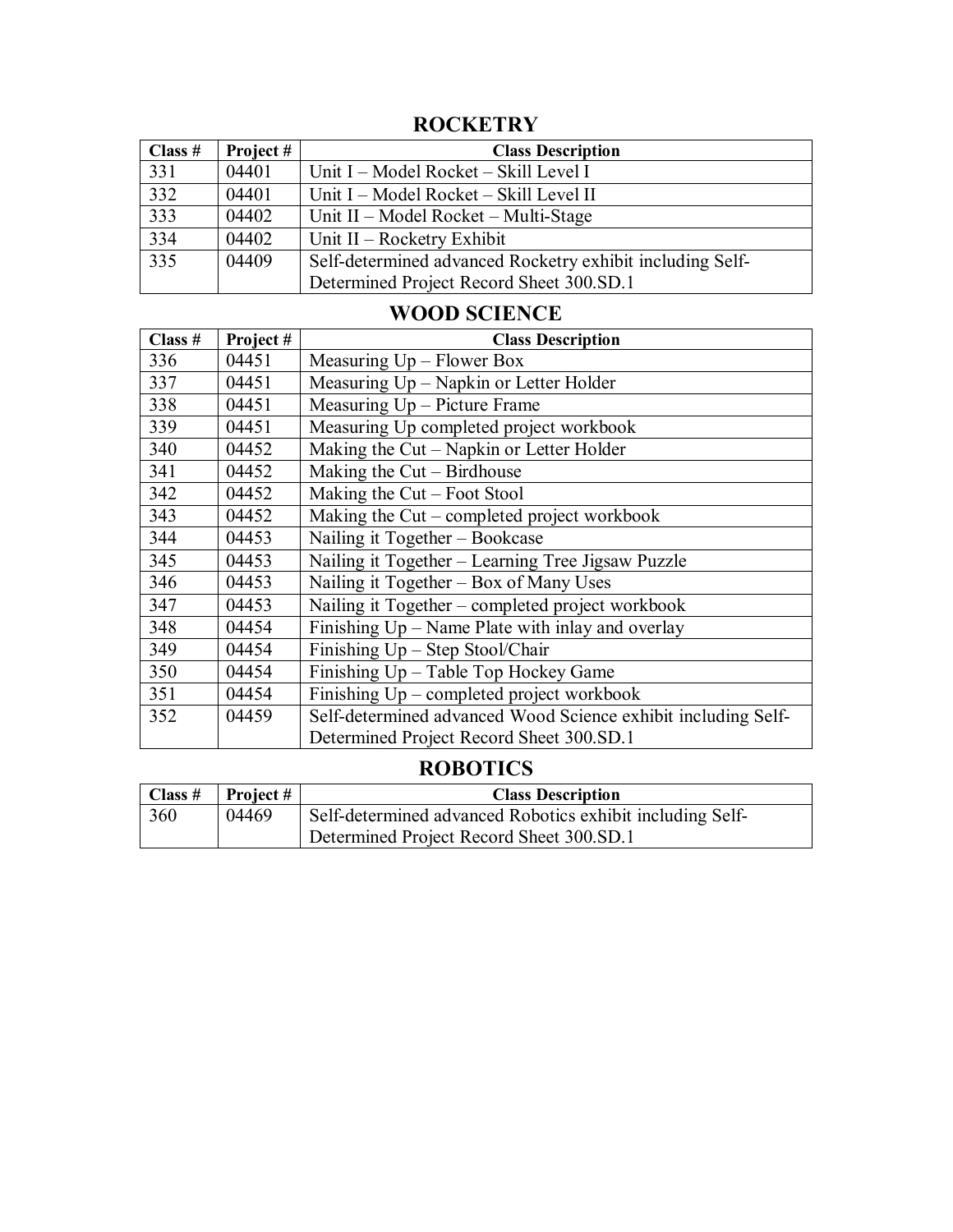## ROCKETRY

| Class # | Project # | Class Description |
| --- | --- | --- |
| 331 | 04401 | Unit I – Model Rocket – Skill Level I |
| 332 | 04401 | Unit I – Model Rocket – Skill Level II |
| 333 | 04402 | Unit II – Model Rocket – Multi-Stage |
| 334 | 04402 | Unit II – Rocketry Exhibit |
| 335 | 04409 | Self-determined advanced Rocketry exhibit including Self-Determined Project Record Sheet 300.SD.1 |

## WOOD SCIENCE

| Class # | Project # | Class Description |
| --- | --- | --- |
| 336 | 04451 | Measuring Up – Flower Box |
| 337 | 04451 | Measuring Up – Napkin or Letter Holder |
| 338 | 04451 | Measuring Up – Picture Frame |
| 339 | 04451 | Measuring Up completed project workbook |
| 340 | 04452 | Making the Cut – Napkin or Letter Holder |
| 341 | 04452 | Making the Cut – Birdhouse |
| 342 | 04452 | Making the Cut – Foot Stool |
| 343 | 04452 | Making the Cut – completed project workbook |
| 344 | 04453 | Nailing it Together – Bookcase |
| 345 | 04453 | Nailing it Together – Learning Tree Jigsaw Puzzle |
| 346 | 04453 | Nailing it Together – Box of Many Uses |
| 347 | 04453 | Nailing it Together – completed project workbook |
| 348 | 04454 | Finishing Up – Name Plate with inlay and overlay |
| 349 | 04454 | Finishing Up – Step Stool/Chair |
| 350 | 04454 | Finishing Up – Table Top Hockey Game |
| 351 | 04454 | Finishing Up – completed project workbook |
| 352 | 04459 | Self-determined advanced Wood Science exhibit including Self-Determined Project Record Sheet 300.SD.1 |

## ROBOTICS

| Class # | Project # | Class Description |
| --- | --- | --- |
| 360 | 04469 | Self-determined advanced Robotics exhibit including Self-Determined Project Record Sheet 300.SD.1 |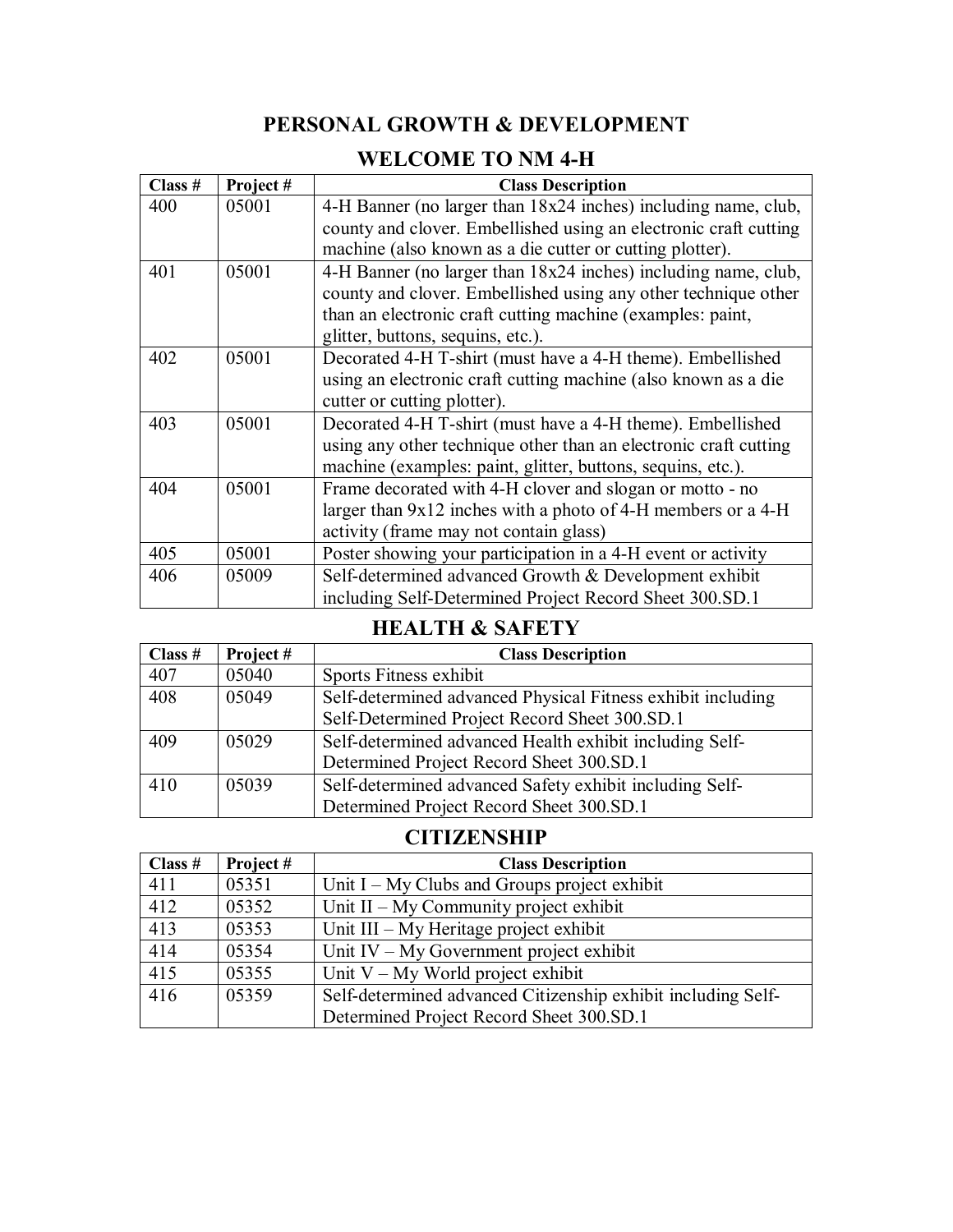# PERSONAL GROWTH & DEVELOPMENT

## WELCOME TO NM 4-H

| Class # | Project # | Class Description |
|---|---|---|
| 400 | 05001 | 4-H Banner (no larger than 18x24 inches) including name, club, county and clover. Embellished using an electronic craft cutting machine (also known as a die cutter or cutting plotter). |
| 401 | 05001 | 4-H Banner (no larger than 18x24 inches) including name, club, county and clover. Embellished using any other technique other than an electronic craft cutting machine (examples: paint, glitter, buttons, sequins, etc.). |
| 402 | 05001 | Decorated 4-H T-shirt (must have a 4-H theme). Embellished using an electronic craft cutting machine (also known as a die cutter or cutting plotter). |
| 403 | 05001 | Decorated 4-H T-shirt (must have a 4-H theme). Embellished using any other technique other than an electronic craft cutting machine (examples: paint, glitter, buttons, sequins, etc.). |
| 404 | 05001 | Frame decorated with 4-H clover and slogan or motto - no larger than 9x12 inches with a photo of 4-H members or a 4-H activity (frame may not contain glass) |
| 405 | 05001 | Poster showing your participation in a 4-H event or activity |
| 406 | 05009 | Self-determined advanced Growth & Development exhibit including Self-Determined Project Record Sheet 300.SD.1 |

## HEALTH & SAFETY

| Class # | Project # | Class Description |
|---|---|---|
| 407 | 05040 | Sports Fitness exhibit |
| 408 | 05049 | Self-determined advanced Physical Fitness exhibit including Self-Determined Project Record Sheet 300.SD.1 |
| 409 | 05029 | Self-determined advanced Health exhibit including Self-Determined Project Record Sheet 300.SD.1 |
| 410 | 05039 | Self-determined advanced Safety exhibit including Self-Determined Project Record Sheet 300.SD.1 |

## CITIZENSHIP

| Class # | Project # | Class Description |
|---|---|---|
| 411 | 05351 | Unit I – My Clubs and Groups project exhibit |
| 412 | 05352 | Unit II – My Community project exhibit |
| 413 | 05353 | Unit III – My Heritage project exhibit |
| 414 | 05354 | Unit IV – My Government project exhibit |
| 415 | 05355 | Unit V – My World project exhibit |
| 416 | 05359 | Self-determined advanced Citizenship exhibit including Self-Determined Project Record Sheet 300.SD.1 |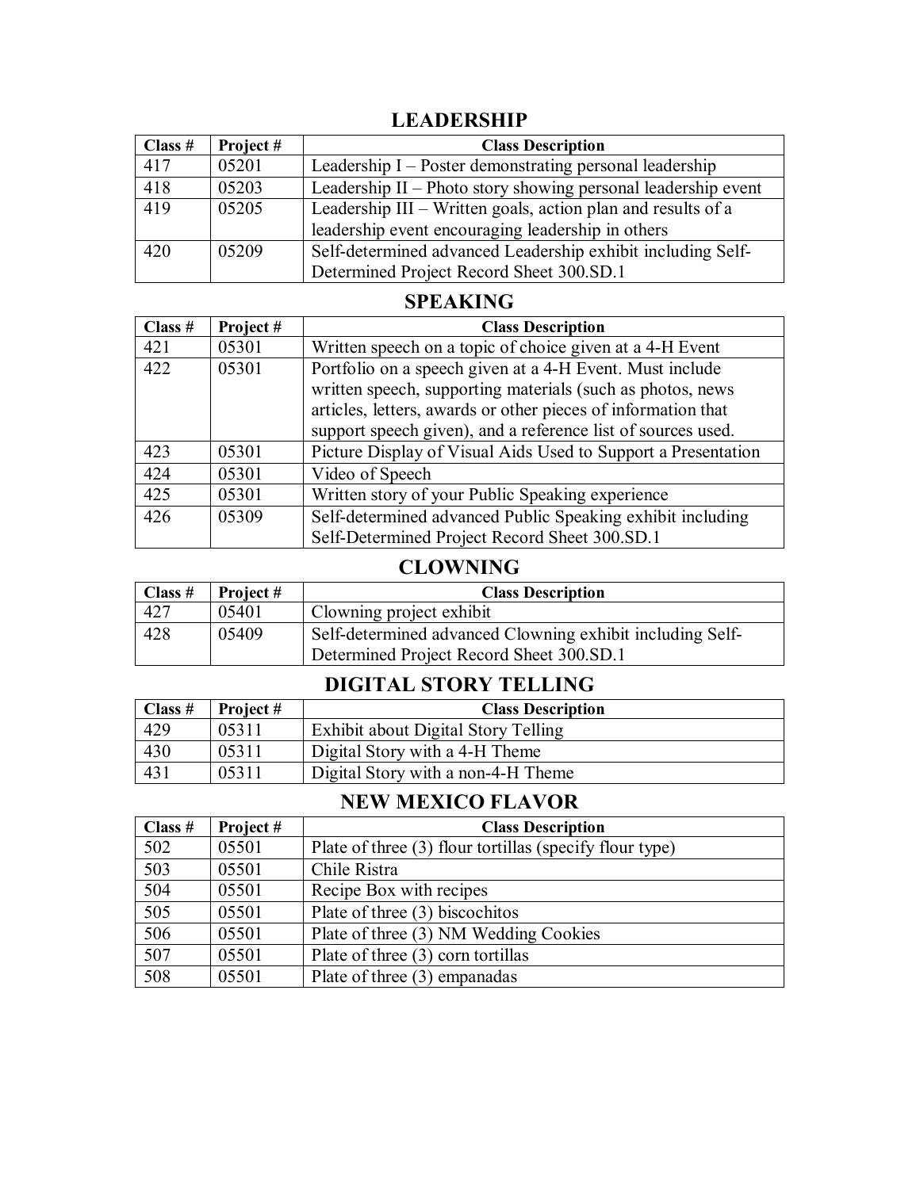## LEADERSHIP

| Class # | Project # | Class Description |
|---|---|---|
| 417 | 05201 | Leadership I – Poster demonstrating personal leadership |
| 418 | 05203 | Leadership II – Photo story showing personal leadership event |
| 419 | 05205 | Leadership III – Written goals, action plan and results of a leadership event encouraging leadership in others |
| 420 | 05209 | Self-determined advanced Leadership exhibit including Self-Determined Project Record Sheet 300.SD.1 |

## SPEAKING

| Class # | Project # | Class Description |
|---|---|---|
| 421 | 05301 | Written speech on a topic of choice given at a 4-H Event |
| 422 | 05301 | Portfolio on a speech given at a 4-H Event. Must include written speech, supporting materials (such as photos, news articles, letters, awards or other pieces of information that support speech given), and a reference list of sources used. |
| 423 | 05301 | Picture Display of Visual Aids Used to Support a Presentation |
| 424 | 05301 | Video of Speech |
| 425 | 05301 | Written story of your Public Speaking experience |
| 426 | 05309 | Self-determined advanced Public Speaking exhibit including Self-Determined Project Record Sheet 300.SD.1 |

## CLOWNING

| Class # | Project # | Class Description |
|---|---|---|
| 427 | 05401 | Clowning project exhibit |
| 428 | 05409 | Self-determined advanced Clowning exhibit including Self-Determined Project Record Sheet 300.SD.1 |

## DIGITAL STORY TELLING

| Class # | Project # | Class Description |
|---|---|---|
| 429 | 05311 | Exhibit about Digital Story Telling |
| 430 | 05311 | Digital Story with a 4-H Theme |
| 431 | 05311 | Digital Story with a non-4-H Theme |

## NEW MEXICO FLAVOR

| Class # | Project # | Class Description |
|---|---|---|
| 502 | 05501 | Plate of three (3) flour tortillas (specify flour type) |
| 503 | 05501 | Chile Ristra |
| 504 | 05501 | Recipe Box with recipes |
| 505 | 05501 | Plate of three (3) biscochitos |
| 506 | 05501 | Plate of three (3) NM Wedding Cookies |
| 507 | 05501 | Plate of three (3) corn tortillas |
| 508 | 05501 | Plate of three (3) empanadas |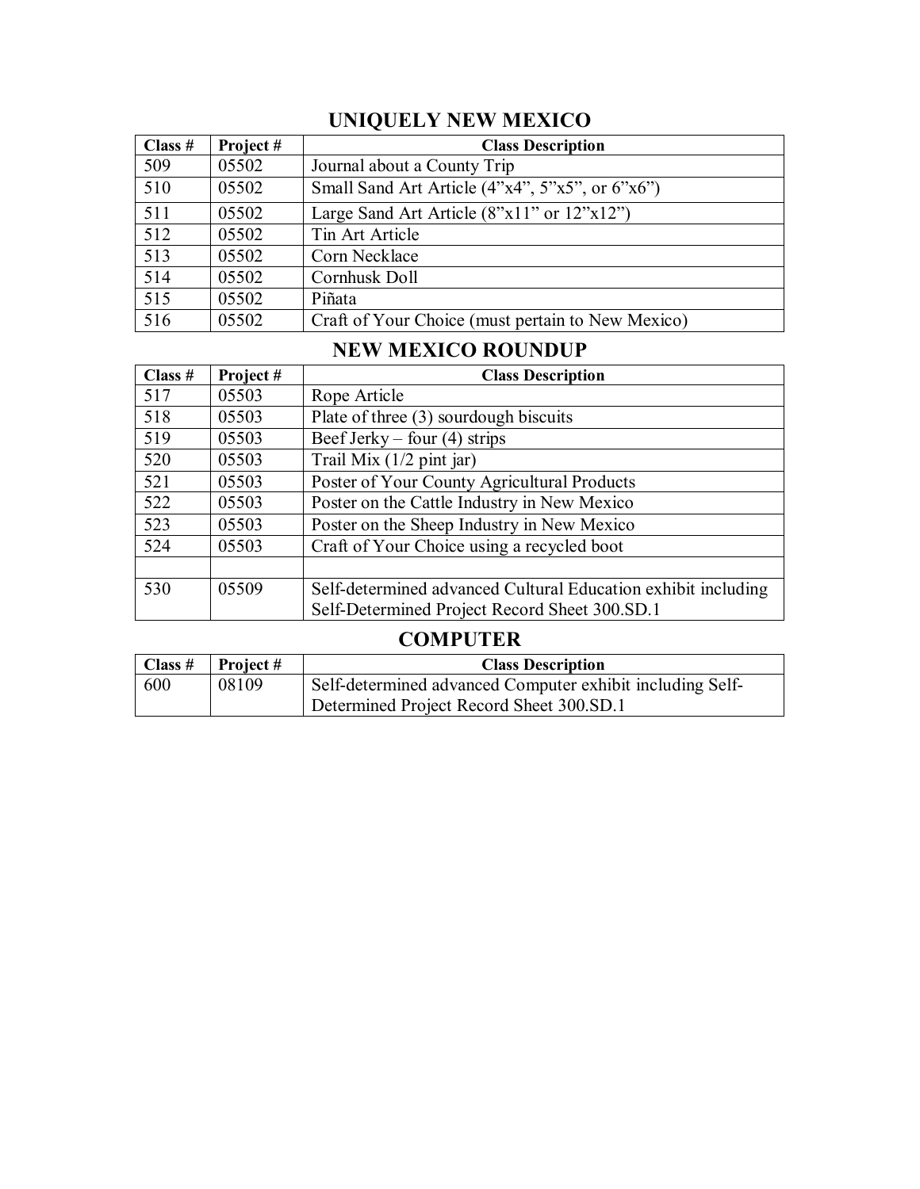## UNIQUELY NEW MEXICO

| Class # | Project # | Class Description |
|---|---|---|
| 509 | 05502 | Journal about a County Trip |
| 510 | 05502 | Small Sand Art Article (4"x4", 5"x5", or 6"x6") |
| 511 | 05502 | Large Sand Art Article (8"x11" or 12"x12") |
| 512 | 05502 | Tin Art Article |
| 513 | 05502 | Corn Necklace |
| 514 | 05502 | Cornhusk Doll |
| 515 | 05502 | Piñata |
| 516 | 05502 | Craft of Your Choice (must pertain to New Mexico) |

## NEW MEXICO ROUNDUP

| Class # | Project # | Class Description |
|---|---|---|
| 517 | 05503 | Rope Article |
| 518 | 05503 | Plate of three (3) sourdough biscuits |
| 519 | 05503 | Beef Jerky – four (4) strips |
| 520 | 05503 | Trail Mix (1/2 pint jar) |
| 521 | 05503 | Poster of Your County Agricultural Products |
| 522 | 05503 | Poster on the Cattle Industry in New Mexico |
| 523 | 05503 | Poster on the Sheep Industry in New Mexico |
| 524 | 05503 | Craft of Your Choice using a recycled boot |
| | | |
| 530 | 05509 | Self-determined advanced Cultural Education exhibit including Self-Determined Project Record Sheet 300.SD.1 |

## COMPUTER

| Class # | Project # | Class Description |
|---|---|---|
| 600 | 08109 | Self-determined advanced Computer exhibit including Self-Determined Project Record Sheet 300.SD.1 |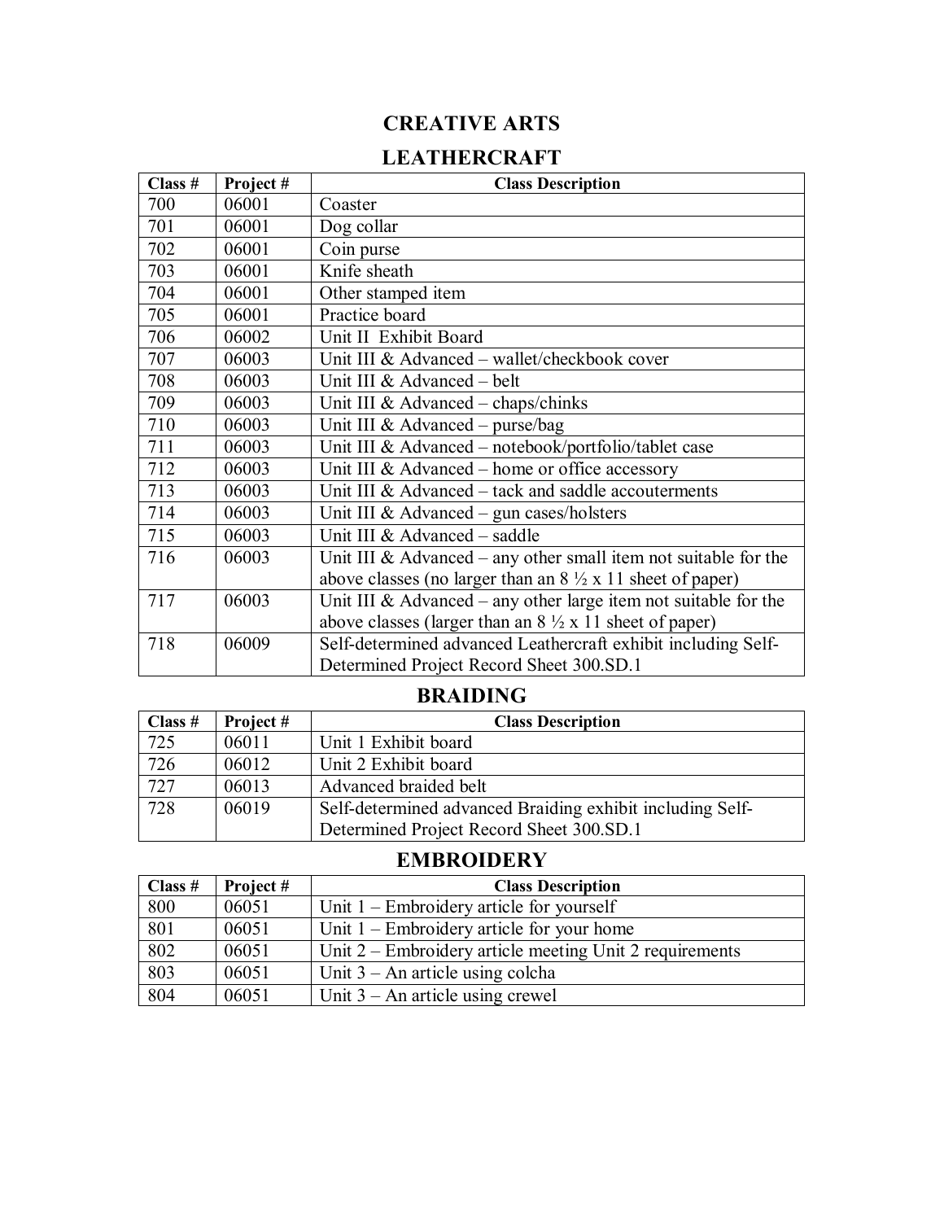# CREATIVE ARTS

## LEATHERCRAFT

| Class # | Project # | Class Description |
|---|---|---|
| 700 | 06001 | Coaster |
| 701 | 06001 | Dog collar |
| 702 | 06001 | Coin purse |
| 703 | 06001 | Knife sheath |
| 704 | 06001 | Other stamped item |
| 705 | 06001 | Practice board |
| 706 | 06002 | Unit II Exhibit Board |
| 707 | 06003 | Unit III & Advanced – wallet/checkbook cover |
| 708 | 06003 | Unit III & Advanced – belt |
| 709 | 06003 | Unit III & Advanced – chaps/chinks |
| 710 | 06003 | Unit III & Advanced – purse/bag |
| 711 | 06003 | Unit III & Advanced – notebook/portfolio/tablet case |
| 712 | 06003 | Unit III & Advanced – home or office accessory |
| 713 | 06003 | Unit III & Advanced – tack and saddle accouterments |
| 714 | 06003 | Unit III & Advanced – gun cases/holsters |
| 715 | 06003 | Unit III & Advanced – saddle |
| 716 | 06003 | Unit III & Advanced – any other small item not suitable for the above classes (no larger than an 8 ½ x 11 sheet of paper) |
| 717 | 06003 | Unit III & Advanced – any other large item not suitable for the above classes (larger than an 8 ½ x 11 sheet of paper) |
| 718 | 06009 | Self-determined advanced Leathercraft exhibit including Self-Determined Project Record Sheet 300.SD.1 |

## BRAIDING

| Class # | Project # | Class Description |
|---|---|---|
| 725 | 06011 | Unit 1 Exhibit board |
| 726 | 06012 | Unit 2 Exhibit board |
| 727 | 06013 | Advanced braided belt |
| 728 | 06019 | Self-determined advanced Braiding exhibit including Self-Determined Project Record Sheet 300.SD.1 |

## EMBROIDERY

| Class # | Project # | Class Description |
|---|---|---|
| 800 | 06051 | Unit 1 – Embroidery article for yourself |
| 801 | 06051 | Unit 1 – Embroidery article for your home |
| 802 | 06051 | Unit 2 – Embroidery article meeting Unit 2 requirements |
| 803 | 06051 | Unit 3 – An article using colcha |
| 804 | 06051 | Unit 3 – An article using crewel |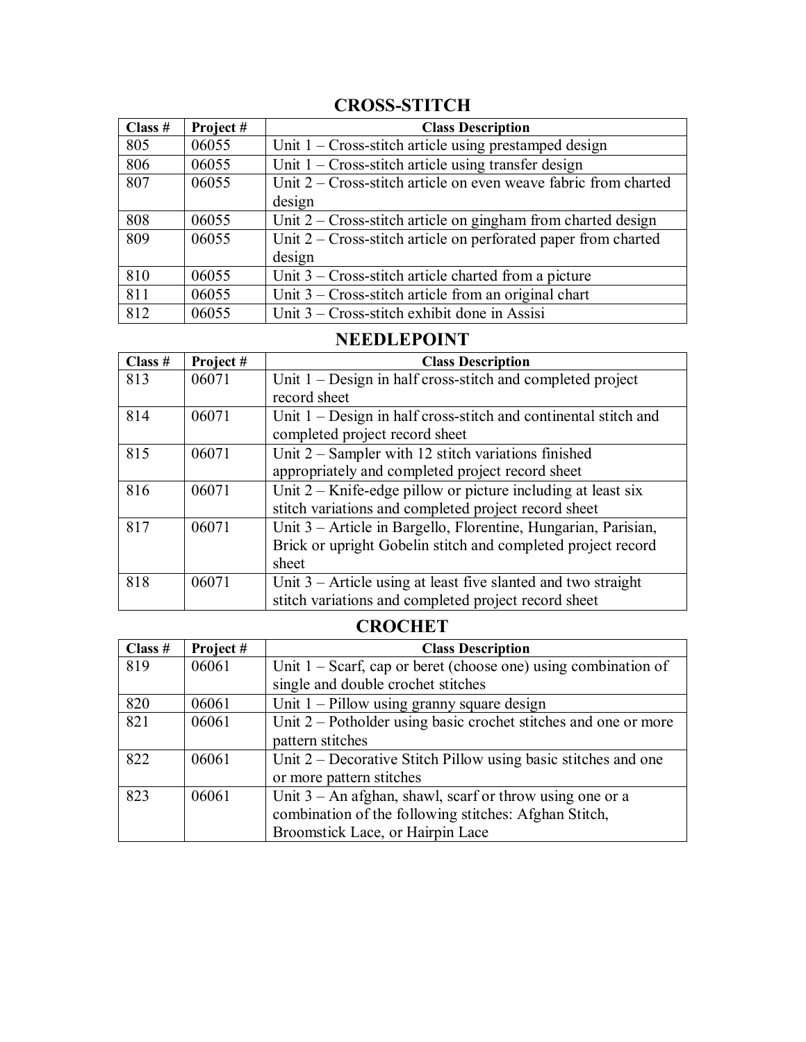## CROSS-STITCH

| Class # | Project # | Class Description |
|---|---|---|
| 805 | 06055 | Unit 1 – Cross-stitch article using prestamped design |
| 806 | 06055 | Unit 1 – Cross-stitch article using transfer design |
| 807 | 06055 | Unit 2 – Cross-stitch article on even weave fabric from charted design |
| 808 | 06055 | Unit 2 – Cross-stitch article on gingham from charted design |
| 809 | 06055 | Unit 2 – Cross-stitch article on perforated paper from charted design |
| 810 | 06055 | Unit 3 – Cross-stitch article charted from a picture |
| 811 | 06055 | Unit 3 – Cross-stitch article from an original chart |
| 812 | 06055 | Unit 3 – Cross-stitch exhibit done in Assisi |

## NEEDLEPOINT

| Class # | Project # | Class Description |
|---|---|---|
| 813 | 06071 | Unit 1 – Design in half cross-stitch and completed project record sheet |
| 814 | 06071 | Unit 1 – Design in half cross-stitch and continental stitch and completed project record sheet |
| 815 | 06071 | Unit 2 – Sampler with 12 stitch variations finished appropriately and completed project record sheet |
| 816 | 06071 | Unit 2 – Knife-edge pillow or picture including at least six stitch variations and completed project record sheet |
| 817 | 06071 | Unit 3 – Article in Bargello, Florentine, Hungarian, Parisian, Brick or upright Gobelin stitch and completed project record sheet |
| 818 | 06071 | Unit 3 – Article using at least five slanted and two straight stitch variations and completed project record sheet |

## CROCHET

| Class # | Project # | Class Description |
|---|---|---|
| 819 | 06061 | Unit 1 – Scarf, cap or beret (choose one) using combination of single and double crochet stitches |
| 820 | 06061 | Unit 1 – Pillow using granny square design |
| 821 | 06061 | Unit 2 – Potholder using basic crochet stitches and one or more pattern stitches |
| 822 | 06061 | Unit 2 – Decorative Stitch Pillow using basic stitches and one or more pattern stitches |
| 823 | 06061 | Unit 3 – An afghan, shawl, scarf or throw using one or a combination of the following stitches: Afghan Stitch, Broomstick Lace, or Hairpin Lace |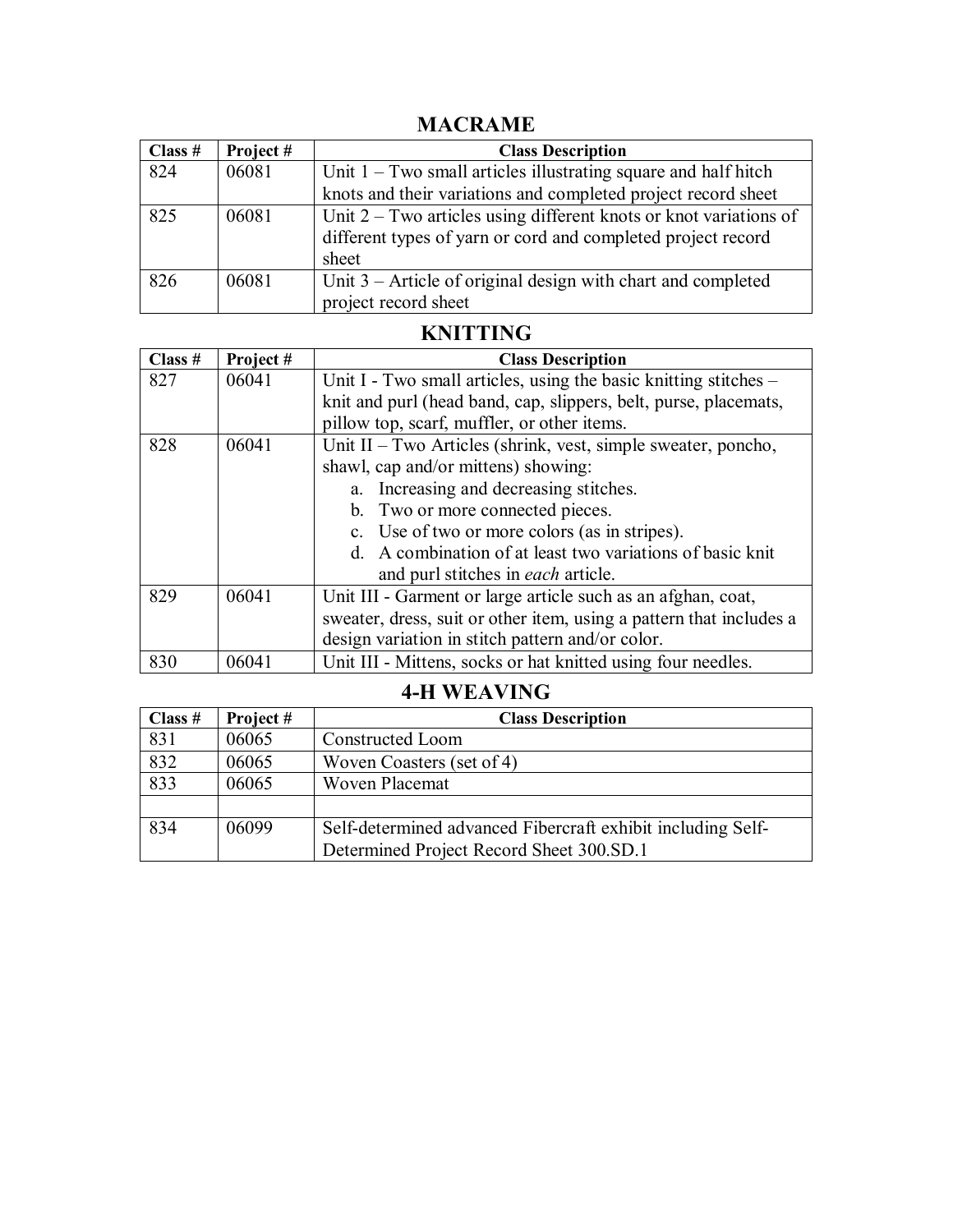## MACRAME

| Class # | Project # | Class Description |
|---|---|---|
| 824 | 06081 | Unit 1 – Two small articles illustrating square and half hitch knots and their variations and completed project record sheet |
| 825 | 06081 | Unit 2 – Two articles using different knots or knot variations of different types of yarn or cord and completed project record sheet |
| 826 | 06081 | Unit 3 – Article of original design with chart and completed project record sheet |

## KNITTING

| Class # | Project # | Class Description |
|---|---|---|
| 827 | 06041 | Unit I - Two small articles, using the basic knitting stitches – knit and purl (head band, cap, slippers, belt, purse, placemats, pillow top, scarf, muffler, or other items. |
| 828 | 06041 | Unit II – Two Articles (shrink, vest, simple sweater, poncho, shawl, cap and/or mittens) showing: a. Increasing and decreasing stitches. b. Two or more connected pieces. c. Use of two or more colors (as in stripes). d. A combination of at least two variations of basic knit and purl stitches in *each* article. |
| 829 | 06041 | Unit III - Garment or large article such as an afghan, coat, sweater, dress, suit or other item, using a pattern that includes a design variation in stitch pattern and/or color. |
| 830 | 06041 | Unit III - Mittens, socks or hat knitted using four needles. |

## 4-H WEAVING

| Class # | Project # | Class Description |
|---|---|---|
| 831 | 06065 | Constructed Loom |
| 832 | 06065 | Woven Coasters (set of 4) |
| 833 | 06065 | Woven Placemat |
| | | |
| 834 | 06099 | Self-determined advanced Fibercraft exhibit including Self-Determined Project Record Sheet 300.SD.1 |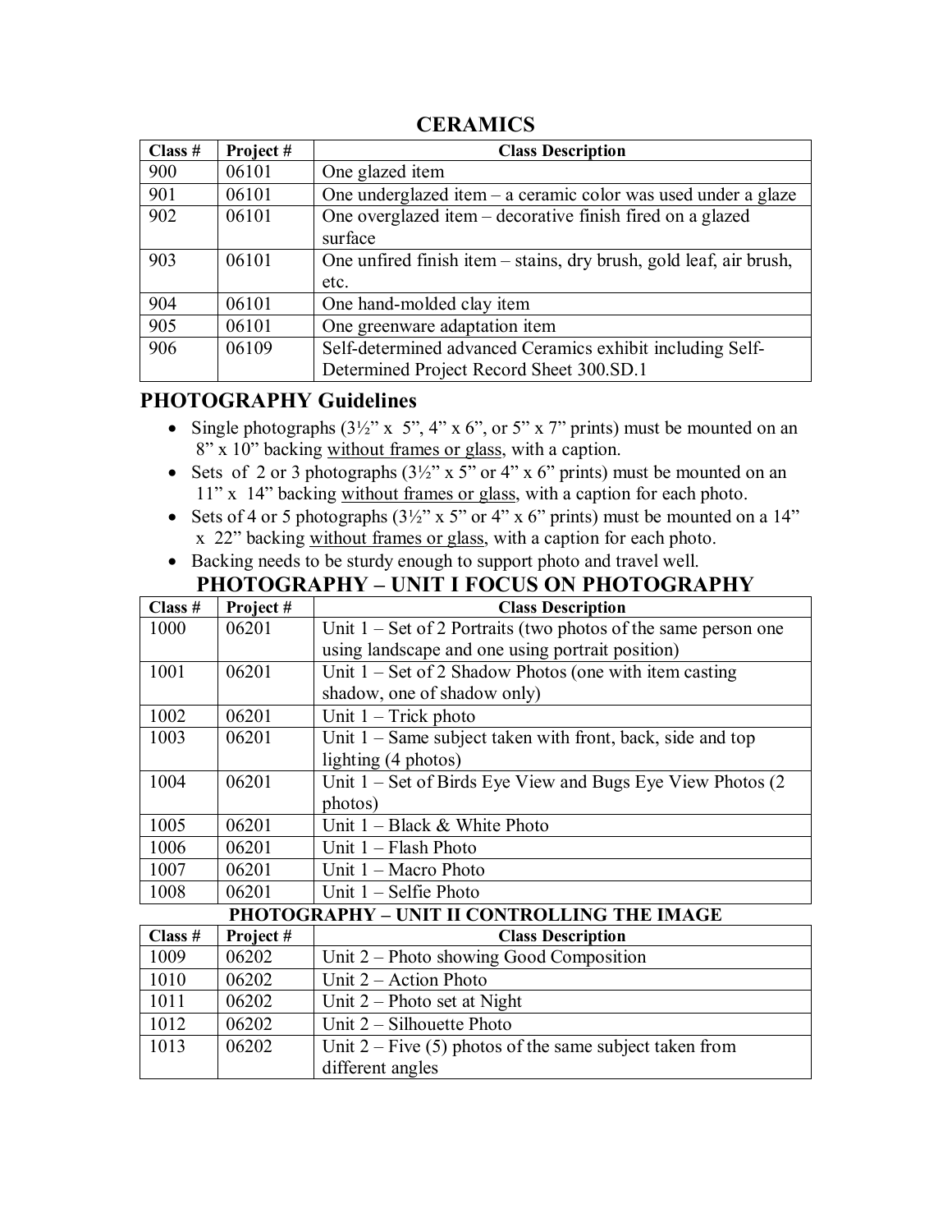## CERAMICS

| Class # | Project # | Class Description |
|---|---|---|
| 900 | 06101 | One glazed item |
| 901 | 06101 | One underglazed item – a ceramic color was used under a glaze |
| 902 | 06101 | One overglazed item – decorative finish fired on a glazed surface |
| 903 | 06101 | One unfired finish item – stains, dry brush, gold leaf, air brush, etc. |
| 904 | 06101 | One hand-molded clay item |
| 905 | 06101 | One greenware adaptation item |
| 906 | 06109 | Self-determined advanced Ceramics exhibit including Self-Determined Project Record Sheet 300.SD.1 |

## PHOTOGRAPHY Guidelines

- Single photographs (3½" x 5", 4" x 6", or 5" x 7" prints) must be mounted on an 8" x 10" backing without frames or glass, with a caption.
- Sets of 2 or 3 photographs (3½" x 5" or 4" x 6" prints) must be mounted on an 11" x 14" backing without frames or glass, with a caption for each photo.
- Sets of 4 or 5 photographs (3½" x 5" or 4" x 6" prints) must be mounted on a 14" x 22" backing without frames or glass, with a caption for each photo.
- Backing needs to be sturdy enough to support photo and travel well.

## PHOTOGRAPHY – UNIT I FOCUS ON PHOTOGRAPHY

| Class # | Project # | Class Description |
|---|---|---|
| 1000 | 06201 | Unit 1 – Set of 2 Portraits (two photos of the same person one using landscape and one using portrait position) |
| 1001 | 06201 | Unit 1 – Set of 2 Shadow Photos (one with item casting shadow, one of shadow only) |
| 1002 | 06201 | Unit 1 – Trick photo |
| 1003 | 06201 | Unit 1 – Same subject taken with front, back, side and top lighting (4 photos) |
| 1004 | 06201 | Unit 1 – Set of Birds Eye View and Bugs Eye View Photos (2 photos) |
| 1005 | 06201 | Unit 1 – Black & White Photo |
| 1006 | 06201 | Unit 1 – Flash Photo |
| 1007 | 06201 | Unit 1 – Macro Photo |
| 1008 | 06201 | Unit 1 – Selfie Photo |

## PHOTOGRAPHY – UNIT II CONTROLLING THE IMAGE

| Class # | Project # | Class Description |
|---|---|---|
| 1009 | 06202 | Unit 2 – Photo showing Good Composition |
| 1010 | 06202 | Unit 2 – Action Photo |
| 1011 | 06202 | Unit 2 – Photo set at Night |
| 1012 | 06202 | Unit 2 – Silhouette Photo |
| 1013 | 06202 | Unit 2 – Five (5) photos of the same subject taken from different angles |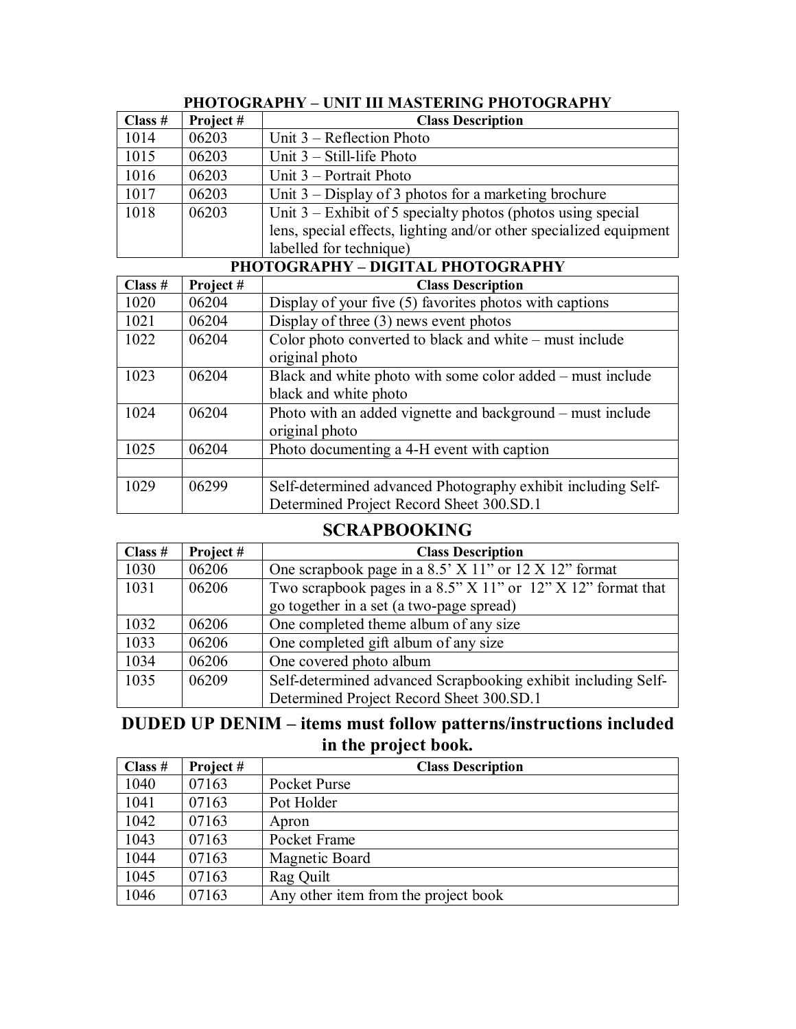## PHOTOGRAPHY – UNIT III MASTERING PHOTOGRAPHY

| Class # | Project # | Class Description |
|---|---|---|
| 1014 | 06203 | Unit 3 – Reflection Photo |
| 1015 | 06203 | Unit 3 – Still-life Photo |
| 1016 | 06203 | Unit 3 – Portrait Photo |
| 1017 | 06203 | Unit 3 – Display of 3 photos for a marketing brochure |
| 1018 | 06203 | Unit 3 – Exhibit of 5 specialty photos (photos using special lens, special effects, lighting and/or other specialized equipment labelled for technique) |

## PHOTOGRAPHY – DIGITAL PHOTOGRAPHY

| Class # | Project # | Class Description |
|---|---|---|
| 1020 | 06204 | Display of your five (5) favorites photos with captions |
| 1021 | 06204 | Display of three (3) news event photos |
| 1022 | 06204 | Color photo converted to black and white – must include original photo |
| 1023 | 06204 | Black and white photo with some color added – must include black and white photo |
| 1024 | 06204 | Photo with an added vignette and background – must include original photo |
| 1025 | 06204 | Photo documenting a 4-H event with caption |
| | | |
| 1029 | 06299 | Self-determined advanced Photography exhibit including Self-Determined Project Record Sheet 300.SD.1 |

## SCRAPBOOKING

| Class # | Project # | Class Description |
|---|---|---|
| 1030 | 06206 | One scrapbook page in a 8.5' X 11" or 12 X 12" format |
| 1031 | 06206 | Two scrapbook pages in a 8.5" X 11" or 12" X 12" format that go together in a set (a two-page spread) |
| 1032 | 06206 | One completed theme album of any size |
| 1033 | 06206 | One completed gift album of any size |
| 1034 | 06206 | One covered photo album |
| 1035 | 06209 | Self-determined advanced Scrapbooking exhibit including Self-Determined Project Record Sheet 300.SD.1 |

## DUDED UP DENIM – items must follow patterns/instructions included in the project book.

| Class # | Project # | Class Description |
|---|---|---|
| 1040 | 07163 | Pocket Purse |
| 1041 | 07163 | Pot Holder |
| 1042 | 07163 | Apron |
| 1043 | 07163 | Pocket Frame |
| 1044 | 07163 | Magnetic Board |
| 1045 | 07163 | Rag Quilt |
| 1046 | 07163 | Any other item from the project book |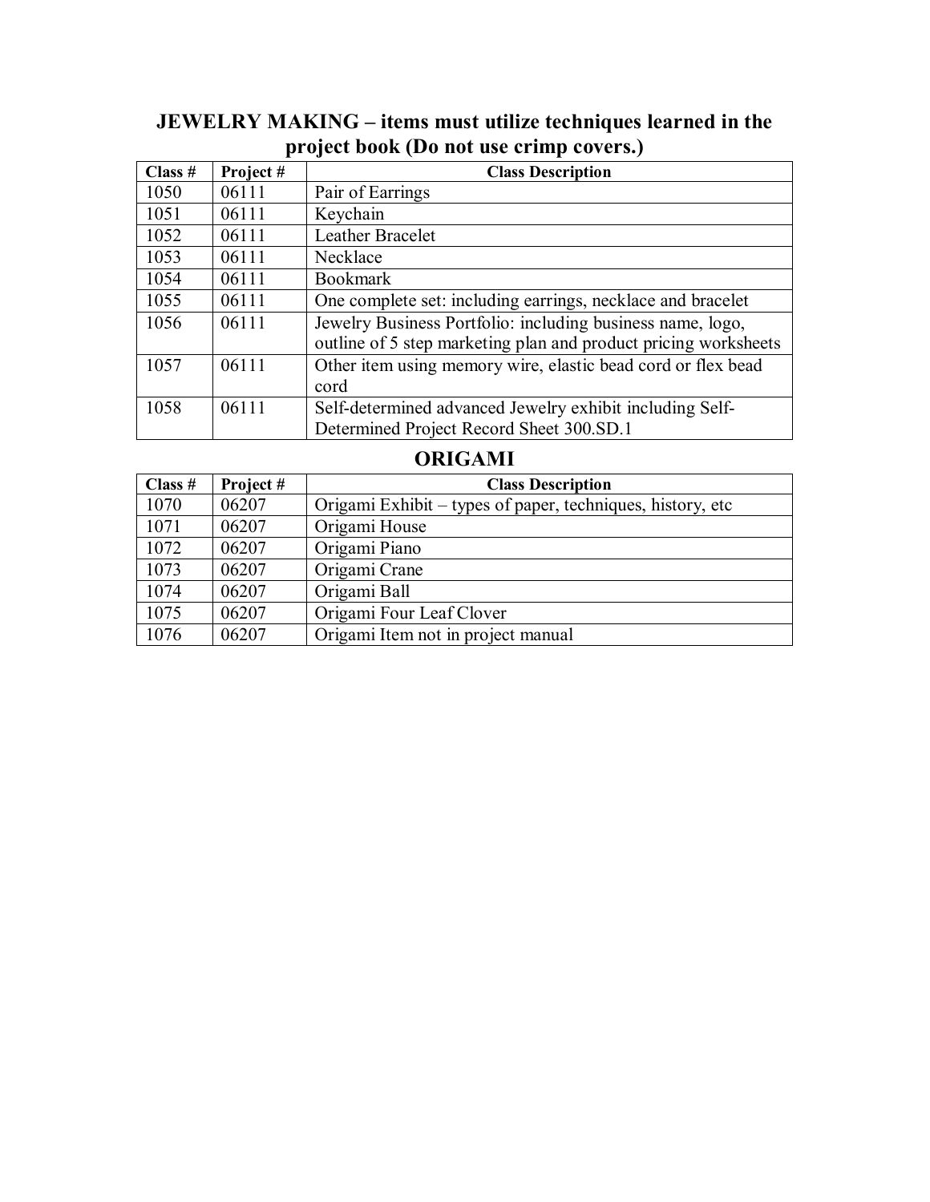## JEWELRY MAKING – items must utilize techniques learned in the project book (Do not use crimp covers.)

| Class # | Project # | Class Description |
|---|---|---|
| 1050 | 06111 | Pair of Earrings |
| 1051 | 06111 | Keychain |
| 1052 | 06111 | Leather Bracelet |
| 1053 | 06111 | Necklace |
| 1054 | 06111 | Bookmark |
| 1055 | 06111 | One complete set: including earrings, necklace and bracelet |
| 1056 | 06111 | Jewelry Business Portfolio: including business name, logo, outline of 5 step marketing plan and product pricing worksheets |
| 1057 | 06111 | Other item using memory wire, elastic bead cord or flex bead cord |
| 1058 | 06111 | Self-determined advanced Jewelry exhibit including Self-Determined Project Record Sheet 300.SD.1 |

## ORIGAMI

| Class # | Project # | Class Description |
|---|---|---|
| 1070 | 06207 | Origami Exhibit – types of paper, techniques, history, etc |
| 1071 | 06207 | Origami House |
| 1072 | 06207 | Origami Piano |
| 1073 | 06207 | Origami Crane |
| 1074 | 06207 | Origami Ball |
| 1075 | 06207 | Origami Four Leaf Clover |
| 1076 | 06207 | Origami Item not in project manual |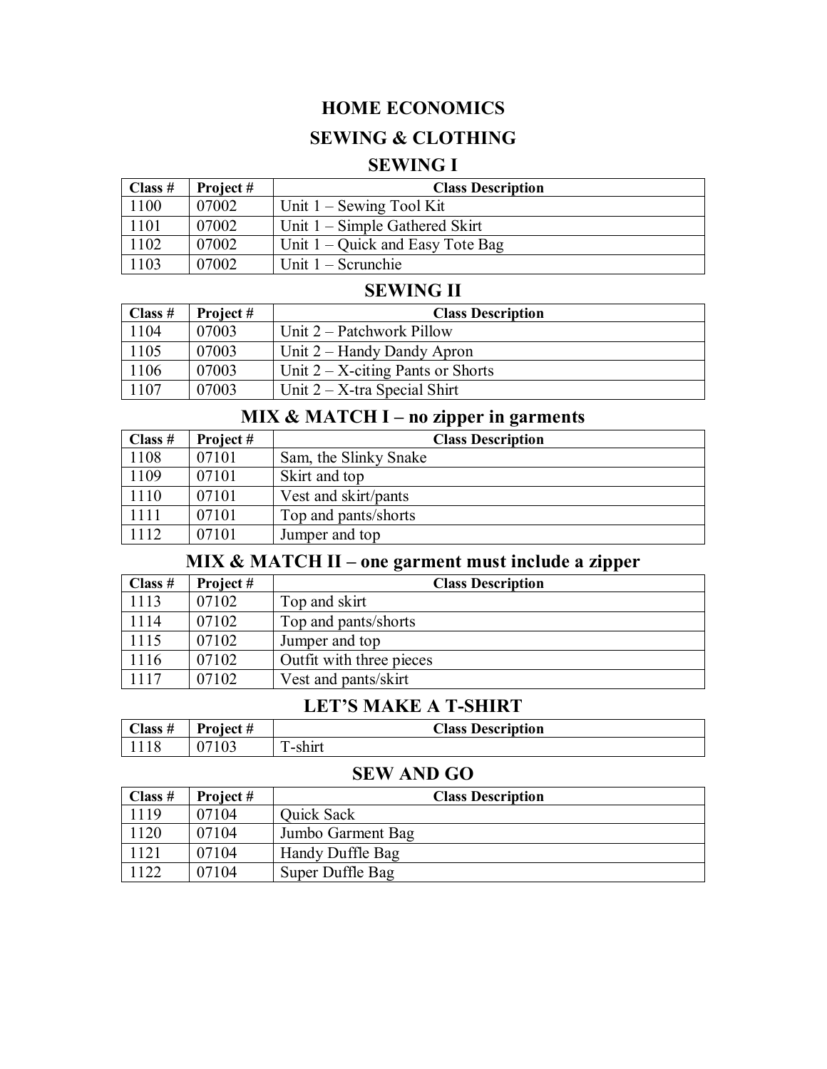# HOME ECONOMICS

## SEWING & CLOTHING

### SEWING I

| Class # | Project # | Class Description |
|---|---|---|
| 1100 | 07002 | Unit 1 – Sewing Tool Kit |
| 1101 | 07002 | Unit 1 – Simple Gathered Skirt |
| 1102 | 07002 | Unit 1 – Quick and Easy Tote Bag |
| 1103 | 07002 | Unit 1 – Scrunchie |

### SEWING II

| Class # | Project # | Class Description |
|---|---|---|
| 1104 | 07003 | Unit 2 – Patchwork Pillow |
| 1105 | 07003 | Unit 2 – Handy Dandy Apron |
| 1106 | 07003 | Unit 2 – X-citing Pants or Shorts |
| 1107 | 07003 | Unit 2 – X-tra Special Shirt |

### MIX & MATCH I – no zipper in garments

| Class # | Project # | Class Description |
|---|---|---|
| 1108 | 07101 | Sam, the Slinky Snake |
| 1109 | 07101 | Skirt and top |
| 1110 | 07101 | Vest and skirt/pants |
| 1111 | 07101 | Top and pants/shorts |
| 1112 | 07101 | Jumper and top |

### MIX & MATCH II – one garment must include a zipper

| Class # | Project # | Class Description |
|---|---|---|
| 1113 | 07102 | Top and skirt |
| 1114 | 07102 | Top and pants/shorts |
| 1115 | 07102 | Jumper and top |
| 1116 | 07102 | Outfit with three pieces |
| 1117 | 07102 | Vest and pants/skirt |

### LET'S MAKE A T-SHIRT

| Class # | Project # | Class Description |
|---|---|---|
| 1118 | 07103 | T-shirt |

### SEW AND GO

| Class # | Project # | Class Description |
|---|---|---|
| 1119 | 07104 | Quick Sack |
| 1120 | 07104 | Jumbo Garment Bag |
| 1121 | 07104 | Handy Duffle Bag |
| 1122 | 07104 | Super Duffle Bag |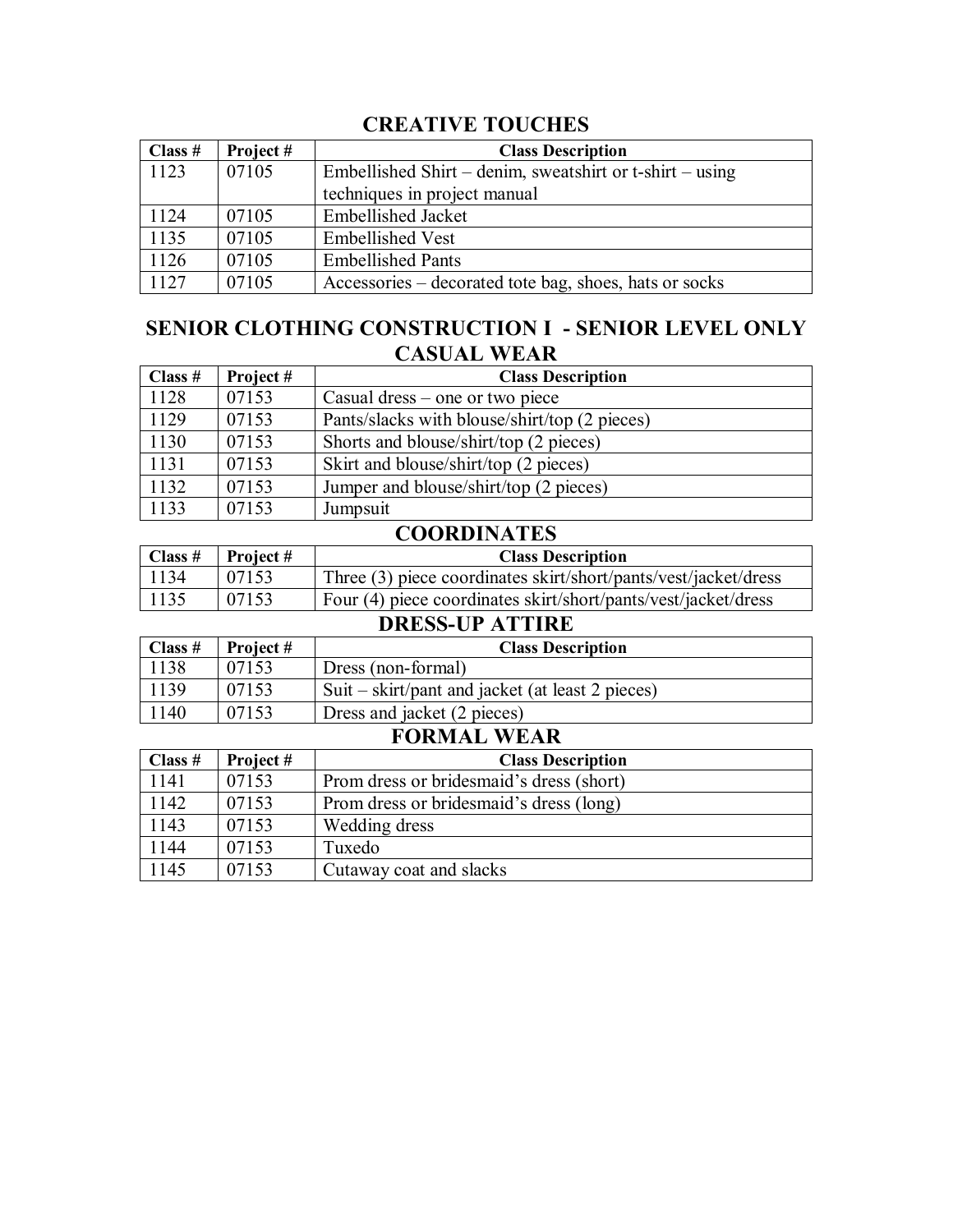## CREATIVE TOUCHES

| Class # | Project # | Class Description |
|---|---|---|
| 1123 | 07105 | Embellished Shirt – denim, sweatshirt or t-shirt – using techniques in project manual |
| 1124 | 07105 | Embellished Jacket |
| 1135 | 07105 | Embellished Vest |
| 1126 | 07105 | Embellished Pants |
| 1127 | 07105 | Accessories – decorated tote bag, shoes, hats or socks |

## SENIOR CLOTHING CONSTRUCTION I - SENIOR LEVEL ONLY

### CASUAL WEAR

| Class # | Project # | Class Description |
|---|---|---|
| 1128 | 07153 | Casual dress – one or two piece |
| 1129 | 07153 | Pants/slacks with blouse/shirt/top (2 pieces) |
| 1130 | 07153 | Shorts and blouse/shirt/top (2 pieces) |
| 1131 | 07153 | Skirt and blouse/shirt/top (2 pieces) |
| 1132 | 07153 | Jumper and blouse/shirt/top (2 pieces) |
| 1133 | 07153 | Jumpsuit |

### COORDINATES

| Class # | Project # | Class Description |
|---|---|---|
| 1134 | 07153 | Three (3) piece coordinates skirt/short/pants/vest/jacket/dress |
| 1135 | 07153 | Four (4) piece coordinates skirt/short/pants/vest/jacket/dress |

### DRESS-UP ATTIRE

| Class # | Project # | Class Description |
|---|---|---|
| 1138 | 07153 | Dress (non-formal) |
| 1139 | 07153 | Suit – skirt/pant and jacket (at least 2 pieces) |
| 1140 | 07153 | Dress and jacket (2 pieces) |

### FORMAL WEAR

| Class # | Project # | Class Description |
|---|---|---|
| 1141 | 07153 | Prom dress or bridesmaid's dress (short) |
| 1142 | 07153 | Prom dress or bridesmaid's dress (long) |
| 1143 | 07153 | Wedding dress |
| 1144 | 07153 | Tuxedo |
| 1145 | 07153 | Cutaway coat and slacks |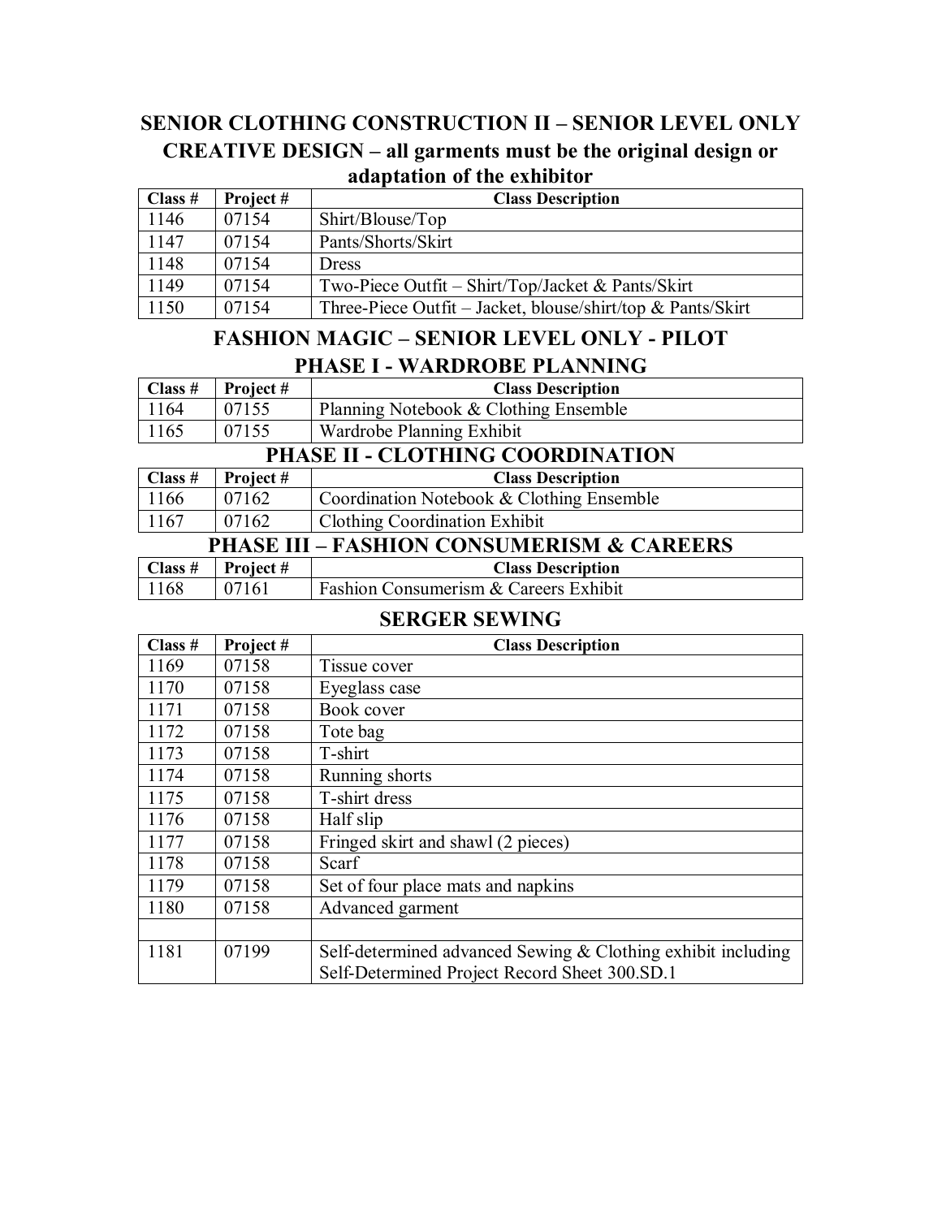## SENIOR CLOTHING CONSTRUCTION II – SENIOR LEVEL ONLY

## CREATIVE DESIGN – all garments must be the original design or adaptation of the exhibitor

| Class # | Project # | Class Description |
|---|---|---|
| 1146 | 07154 | Shirt/Blouse/Top |
| 1147 | 07154 | Pants/Shorts/Skirt |
| 1148 | 07154 | Dress |
| 1149 | 07154 | Two-Piece Outfit – Shirt/Top/Jacket & Pants/Skirt |
| 1150 | 07154 | Three-Piece Outfit – Jacket, blouse/shirt/top & Pants/Skirt |

## FASHION MAGIC – SENIOR LEVEL ONLY - PILOT

## PHASE I - WARDROBE PLANNING

| Class # | Project # | Class Description |
|---|---|---|
| 1164 | 07155 | Planning Notebook & Clothing Ensemble |
| 1165 | 07155 | Wardrobe Planning Exhibit |

## PHASE II - CLOTHING COORDINATION

| Class # | Project # | Class Description |
|---|---|---|
| 1166 | 07162 | Coordination Notebook & Clothing Ensemble |
| 1167 | 07162 | Clothing Coordination Exhibit |

## PHASE III – FASHION CONSUMERISM & CAREERS

| Class # | Project # | Class Description |
|---|---|---|
| 1168 | 07161 | Fashion Consumerism & Careers Exhibit |

## SERGER SEWING

| Class # | Project # | Class Description |
|---|---|---|
| 1169 | 07158 | Tissue cover |
| 1170 | 07158 | Eyeglass case |
| 1171 | 07158 | Book cover |
| 1172 | 07158 | Tote bag |
| 1173 | 07158 | T-shirt |
| 1174 | 07158 | Running shorts |
| 1175 | 07158 | T-shirt dress |
| 1176 | 07158 | Half slip |
| 1177 | 07158 | Fringed skirt and shawl (2 pieces) |
| 1178 | 07158 | Scarf |
| 1179 | 07158 | Set of four place mats and napkins |
| 1180 | 07158 | Advanced garment |
| | | |
| 1181 | 07199 | Self-determined advanced Sewing & Clothing exhibit including Self-Determined Project Record Sheet 300.SD.1 |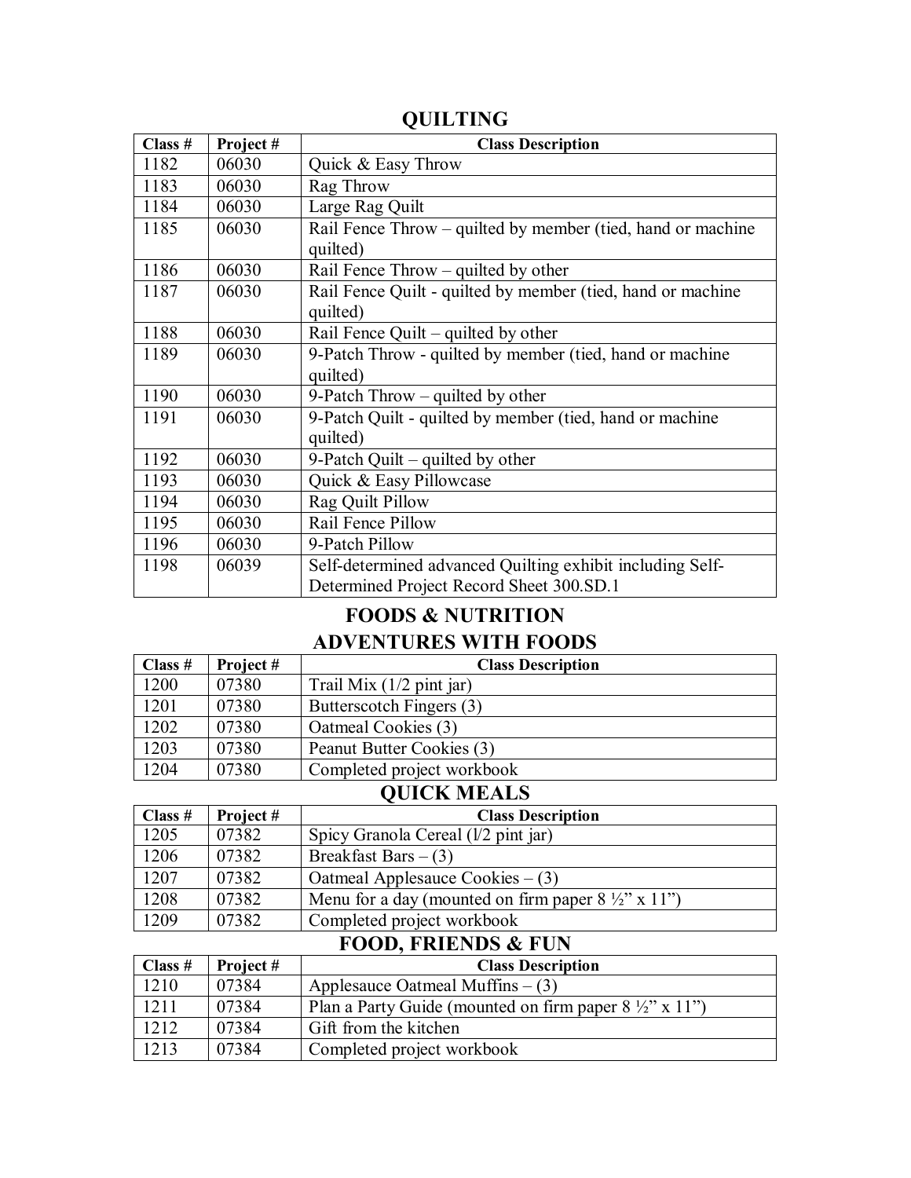## QUILTING

| Class # | Project # | Class Description |
|---|---|---|
| 1182 | 06030 | Quick & Easy Throw |
| 1183 | 06030 | Rag Throw |
| 1184 | 06030 | Large Rag Quilt |
| 1185 | 06030 | Rail Fence Throw – quilted by member (tied, hand or machine quilted) |
| 1186 | 06030 | Rail Fence Throw – quilted by other |
| 1187 | 06030 | Rail Fence Quilt - quilted by member (tied, hand or machine quilted) |
| 1188 | 06030 | Rail Fence Quilt – quilted by other |
| 1189 | 06030 | 9-Patch Throw - quilted by member (tied, hand or machine quilted) |
| 1190 | 06030 | 9-Patch Throw – quilted by other |
| 1191 | 06030 | 9-Patch Quilt - quilted by member (tied, hand or machine quilted) |
| 1192 | 06030 | 9-Patch Quilt – quilted by other |
| 1193 | 06030 | Quick & Easy Pillowcase |
| 1194 | 06030 | Rag Quilt Pillow |
| 1195 | 06030 | Rail Fence Pillow |
| 1196 | 06030 | 9-Patch Pillow |
| 1198 | 06039 | Self-determined advanced Quilting exhibit including Self-Determined Project Record Sheet 300.SD.1 |

## FOODS & NUTRITION

### ADVENTURES WITH FOODS

| Class # | Project # | Class Description |
|---|---|---|
| 1200 | 07380 | Trail Mix (1/2 pint jar) |
| 1201 | 07380 | Butterscotch Fingers (3) |
| 1202 | 07380 | Oatmeal Cookies (3) |
| 1203 | 07380 | Peanut Butter Cookies (3) |
| 1204 | 07380 | Completed project workbook |

### QUICK MEALS

| Class # | Project # | Class Description |
|---|---|---|
| 1205 | 07382 | Spicy Granola Cereal (l/2 pint jar) |
| 1206 | 07382 | Breakfast Bars – (3) |
| 1207 | 07382 | Oatmeal Applesauce Cookies – (3) |
| 1208 | 07382 | Menu for a day (mounted on firm paper 8 ½" x 11") |
| 1209 | 07382 | Completed project workbook |

### FOOD, FRIENDS & FUN

| Class # | Project # | Class Description |
|---|---|---|
| 1210 | 07384 | Applesauce Oatmeal Muffins – (3) |
| 1211 | 07384 | Plan a Party Guide (mounted on firm paper 8 ½" x 11") |
| 1212 | 07384 | Gift from the kitchen |
| 1213 | 07384 | Completed project workbook |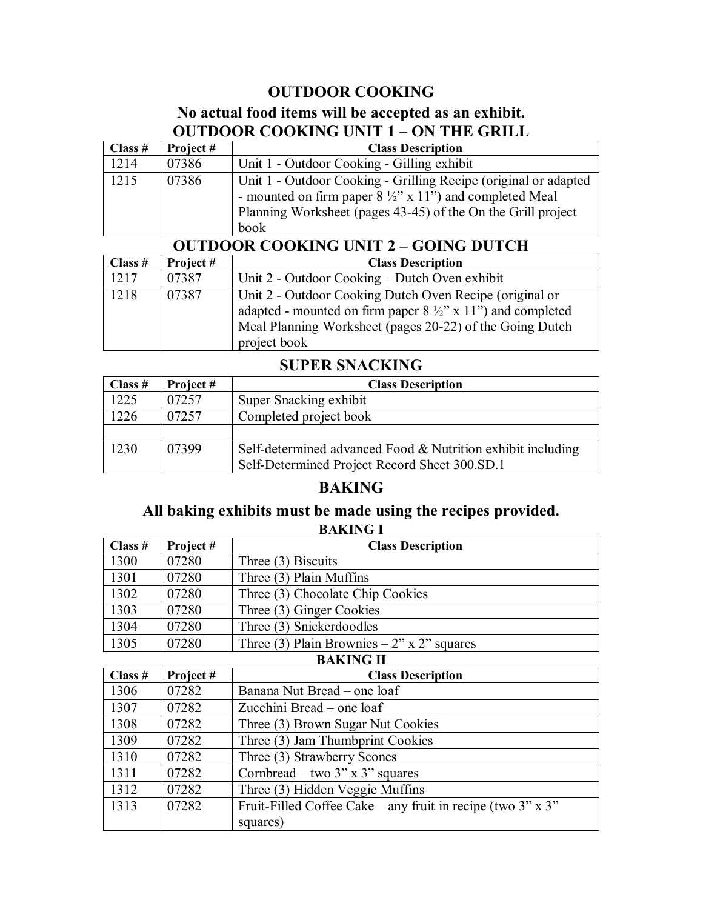# OUTDOOR COOKING

## No actual food items will be accepted as an exhibit.

### OUTDOOR COOKING UNIT 1 – ON THE GRILL

| Class # | Project # | Class Description |
|---|---|---|
| 1214 | 07386 | Unit 1 - Outdoor Cooking - Gilling exhibit |
| 1215 | 07386 | Unit 1 - Outdoor Cooking - Grilling Recipe (original or adapted - mounted on firm paper 8 ½" x 11") and completed Meal Planning Worksheet (pages 43-45) of the On the Grill project book |

### OUTDOOR COOKING UNIT 2 – GOING DUTCH

| Class # | Project # | Class Description |
|---|---|---|
| 1217 | 07387 | Unit 2 - Outdoor Cooking – Dutch Oven exhibit |
| 1218 | 07387 | Unit 2 - Outdoor Cooking Dutch Oven Recipe (original or adapted - mounted on firm paper 8 ½" x 11") and completed Meal Planning Worksheet (pages 20-22) of the Going Dutch project book |

## SUPER SNACKING

| Class # | Project # | Class Description |
|---|---|---|
| 1225 | 07257 | Super Snacking exhibit |
| 1226 | 07257 | Completed project book |
| | | |
| 1230 | 07399 | Self-determined advanced Food & Nutrition exhibit including Self-Determined Project Record Sheet 300.SD.1 |

# BAKING

## All baking exhibits must be made using the recipes provided.

### BAKING I

| Class # | Project # | Class Description |
|---|---|---|
| 1300 | 07280 | Three (3) Biscuits |
| 1301 | 07280 | Three (3) Plain Muffins |
| 1302 | 07280 | Three (3) Chocolate Chip Cookies |
| 1303 | 07280 | Three (3) Ginger Cookies |
| 1304 | 07280 | Three (3) Snickerdoodles |
| 1305 | 07280 | Three (3) Plain Brownies – 2" x 2" squares |

### BAKING II

| Class # | Project # | Class Description |
|---|---|---|
| 1306 | 07282 | Banana Nut Bread – one loaf |
| 1307 | 07282 | Zucchini Bread – one loaf |
| 1308 | 07282 | Three (3) Brown Sugar Nut Cookies |
| 1309 | 07282 | Three (3) Jam Thumbprint Cookies |
| 1310 | 07282 | Three (3) Strawberry Scones |
| 1311 | 07282 | Cornbread – two 3" x 3" squares |
| 1312 | 07282 | Three (3) Hidden Veggie Muffins |
| 1313 | 07282 | Fruit-Filled Coffee Cake – any fruit in recipe (two 3" x 3" squares) |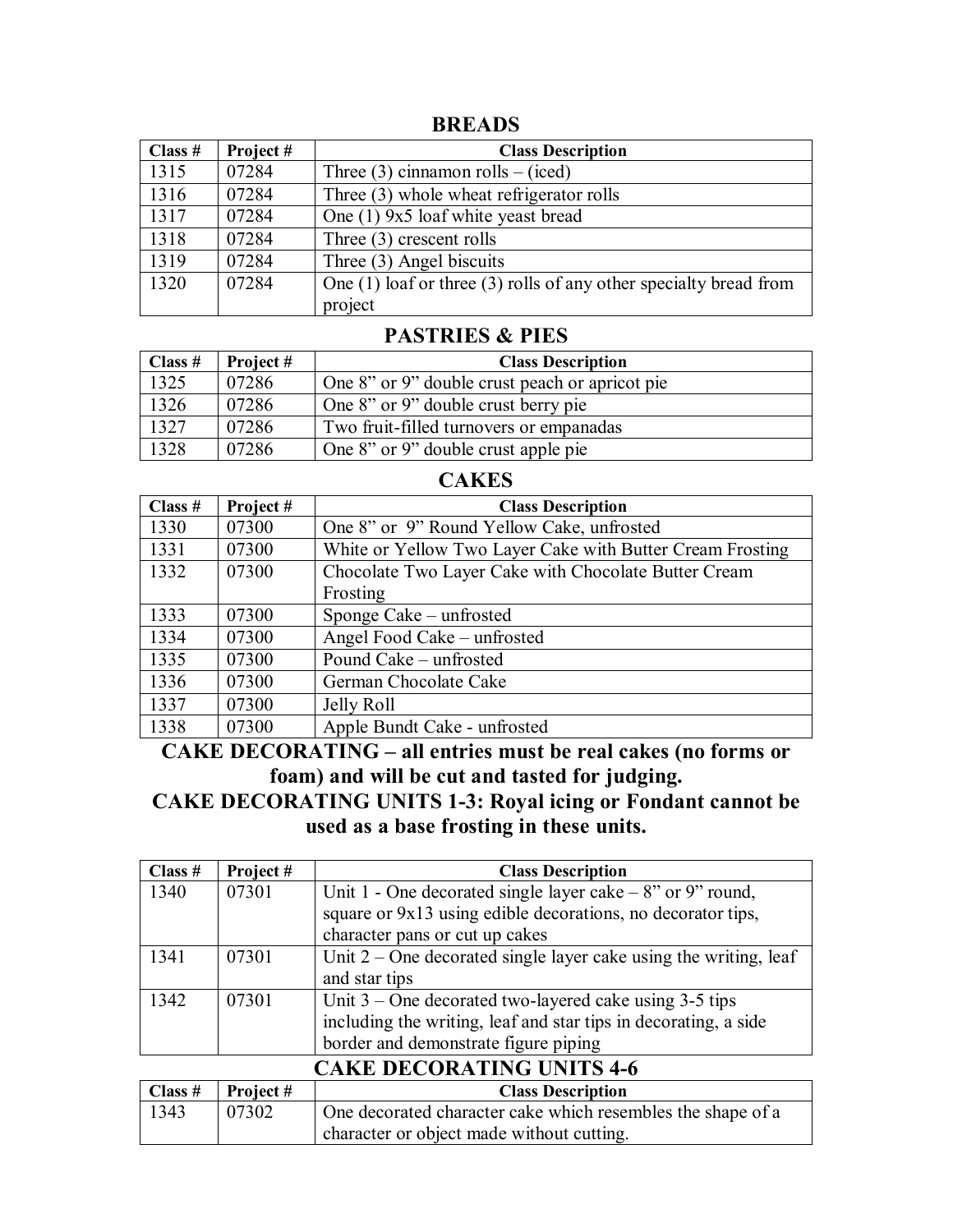## BREADS

| Class # | Project # | Class Description |
|---|---|---|
| 1315 | 07284 | Three (3) cinnamon rolls – (iced) |
| 1316 | 07284 | Three (3) whole wheat refrigerator rolls |
| 1317 | 07284 | One (1) 9x5 loaf white yeast bread |
| 1318 | 07284 | Three (3) crescent rolls |
| 1319 | 07284 | Three (3) Angel biscuits |
| 1320 | 07284 | One (1) loaf or three (3) rolls of any other specialty bread from project |

## PASTRIES & PIES

| Class # | Project # | Class Description |
|---|---|---|
| 1325 | 07286 | One 8" or 9" double crust peach or apricot pie |
| 1326 | 07286 | One 8" or 9" double crust berry pie |
| 1327 | 07286 | Two fruit-filled turnovers or empanadas |
| 1328 | 07286 | One 8" or 9" double crust apple pie |

## CAKES

| Class # | Project # | Class Description |
|---|---|---|
| 1330 | 07300 | One 8" or 9" Round Yellow Cake, unfrosted |
| 1331 | 07300 | White or Yellow Two Layer Cake with Butter Cream Frosting |
| 1332 | 07300 | Chocolate Two Layer Cake with Chocolate Butter Cream Frosting |
| 1333 | 07300 | Sponge Cake – unfrosted |
| 1334 | 07300 | Angel Food Cake – unfrosted |
| 1335 | 07300 | Pound Cake – unfrosted |
| 1336 | 07300 | German Chocolate Cake |
| 1337 | 07300 | Jelly Roll |
| 1338 | 07300 | Apple Bundt Cake - unfrosted |

## CAKE DECORATING – all entries must be real cakes (no forms or foam) and will be cut and tasted for judging.

## CAKE DECORATING UNITS 1-3: Royal icing or Fondant cannot be used as a base frosting in these units.

| Class # | Project # | Class Description |
|---|---|---|
| 1340 | 07301 | Unit 1 - One decorated single layer cake – 8" or 9" round, square or 9x13 using edible decorations, no decorator tips, character pans or cut up cakes |
| 1341 | 07301 | Unit 2 – One decorated single layer cake using the writing, leaf and star tips |
| 1342 | 07301 | Unit 3 – One decorated two-layered cake using 3-5 tips including the writing, leaf and star tips in decorating, a side border and demonstrate figure piping |

## CAKE DECORATING UNITS 4-6

| Class # | Project # | Class Description |
|---|---|---|
| 1343 | 07302 | One decorated character cake which resembles the shape of a character or object made without cutting. |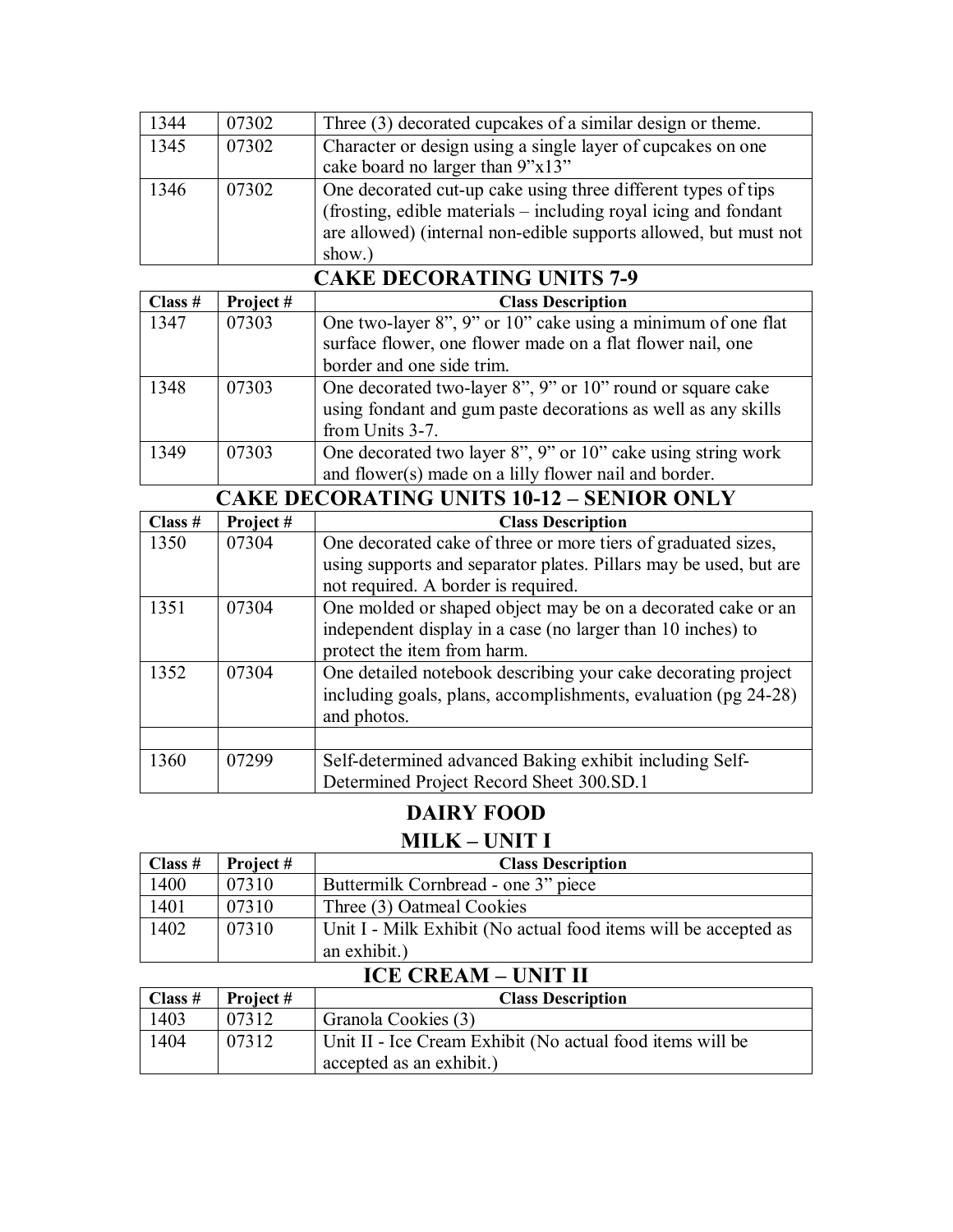| | | |
|---|---|---|
| 1344 | 07302 | Three (3) decorated cupcakes of a similar design or theme. |
| 1345 | 07302 | Character or design using a single layer of cupcakes on one cake board no larger than 9"x13" |
| 1346 | 07302 | One decorated cut-up cake using three different types of tips (frosting, edible materials – including royal icing and fondant are allowed) (internal non-edible supports allowed, but must not show.) |

## CAKE DECORATING UNITS 7-9

| Class # | Project # | Class Description |
|---|---|---|
| 1347 | 07303 | One two-layer 8", 9" or 10" cake using a minimum of one flat surface flower, one flower made on a flat flower nail, one border and one side trim. |
| 1348 | 07303 | One decorated two-layer 8", 9" or 10" round or square cake using fondant and gum paste decorations as well as any skills from Units 3-7. |
| 1349 | 07303 | One decorated two layer 8", 9" or 10" cake using string work and flower(s) made on a lilly flower nail and border. |

## CAKE DECORATING UNITS 10-12 – SENIOR ONLY

| Class # | Project # | Class Description |
|---|---|---|
| 1350 | 07304 | One decorated cake of three or more tiers of graduated sizes, using supports and separator plates. Pillars may be used, but are not required. A border is required. |
| 1351 | 07304 | One molded or shaped object may be on a decorated cake or an independent display in a case (no larger than 10 inches) to protect the item from harm. |
| 1352 | 07304 | One detailed notebook describing your cake decorating project including goals, plans, accomplishments, evaluation (pg 24-28) and photos. |
| | | |
| 1360 | 07299 | Self-determined advanced Baking exhibit including Self-Determined Project Record Sheet 300.SD.1 |

# DAIRY FOOD

## MILK – UNIT I

| Class # | Project # | Class Description |
|---|---|---|
| 1400 | 07310 | Buttermilk Cornbread - one 3" piece |
| 1401 | 07310 | Three (3) Oatmeal Cookies |
| 1402 | 07310 | Unit I - Milk Exhibit (No actual food items will be accepted as an exhibit.) |

## ICE CREAM – UNIT II

| Class # | Project # | Class Description |
|---|---|---|
| 1403 | 07312 | Granola Cookies (3) |
| 1404 | 07312 | Unit II - Ice Cream Exhibit (No actual food items will be accepted as an exhibit.) |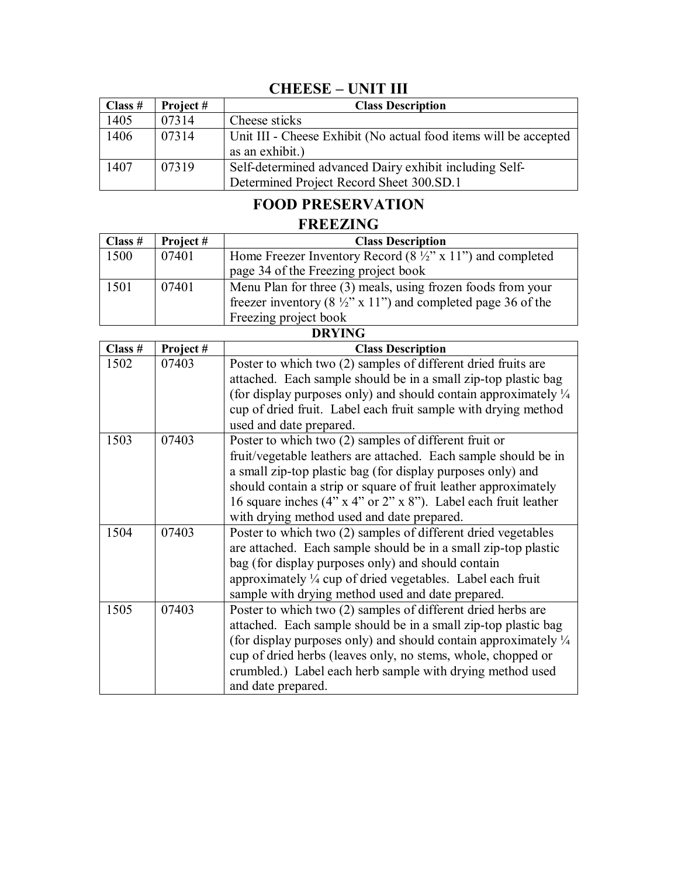## CHEESE – UNIT III

| Class # | Project # | Class Description |
|---|---|---|
| 1405 | 07314 | Cheese sticks |
| 1406 | 07314 | Unit III - Cheese Exhibit (No actual food items will be accepted as an exhibit.) |
| 1407 | 07319 | Self-determined advanced Dairy exhibit including Self-Determined Project Record Sheet 300.SD.1 |

## FOOD PRESERVATION

### FREEZING

| Class # | Project # | Class Description |
|---|---|---|
| 1500 | 07401 | Home Freezer Inventory Record (8 ½" x 11") and completed page 34 of the Freezing project book |
| 1501 | 07401 | Menu Plan for three (3) meals, using frozen foods from your freezer inventory (8 ½" x 11") and completed page 36 of the Freezing project book |

### DRYING

| Class # | Project # | Class Description |
|---|---|---|
| 1502 | 07403 | Poster to which two (2) samples of different dried fruits are attached. Each sample should be in a small zip-top plastic bag (for display purposes only) and should contain approximately ¼ cup of dried fruit. Label each fruit sample with drying method used and date prepared. |
| 1503 | 07403 | Poster to which two (2) samples of different fruit or fruit/vegetable leathers are attached. Each sample should be in a small zip-top plastic bag (for display purposes only) and should contain a strip or square of fruit leather approximately 16 square inches (4" x 4" or 2" x 8"). Label each fruit leather with drying method used and date prepared. |
| 1504 | 07403 | Poster to which two (2) samples of different dried vegetables are attached. Each sample should be in a small zip-top plastic bag (for display purposes only) and should contain approximately ¼ cup of dried vegetables. Label each fruit sample with drying method used and date prepared. |
| 1505 | 07403 | Poster to which two (2) samples of different dried herbs are attached. Each sample should be in a small zip-top plastic bag (for display purposes only) and should contain approximately ¼ cup of dried herbs (leaves only, no stems, whole, chopped or crumbled.) Label each herb sample with drying method used and date prepared. |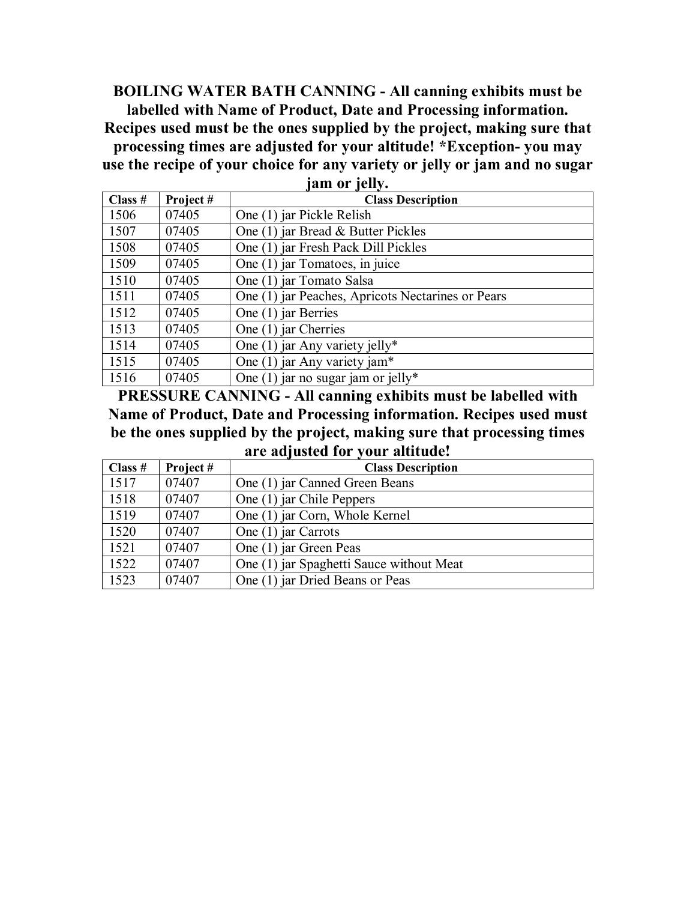**BOILING WATER BATH CANNING - All canning exhibits must be labelled with Name of Product, Date and Processing information. Recipes used must be the ones supplied by the project, making sure that processing times are adjusted for your altitude! *Exception- you may use the recipe of your choice for any variety or jelly or jam and no sugar jam or jelly.**

| Class # | Project # | Class Description |
|---|---|---|
| 1506 | 07405 | One (1) jar Pickle Relish |
| 1507 | 07405 | One (1) jar Bread & Butter Pickles |
| 1508 | 07405 | One (1) jar Fresh Pack Dill Pickles |
| 1509 | 07405 | One (1) jar Tomatoes, in juice |
| 1510 | 07405 | One (1) jar Tomato Salsa |
| 1511 | 07405 | One (1) jar Peaches, Apricots Nectarines or Pears |
| 1512 | 07405 | One (1) jar Berries |
| 1513 | 07405 | One (1) jar Cherries |
| 1514 | 07405 | One (1) jar Any variety jelly* |
| 1515 | 07405 | One (1) jar Any variety jam* |
| 1516 | 07405 | One (1) jar no sugar jam or jelly* |

**PRESSURE CANNING - All canning exhibits must be labelled with Name of Product, Date and Processing information. Recipes used must be the ones supplied by the project, making sure that processing times are adjusted for your altitude!**

| Class # | Project # | Class Description |
|---|---|---|
| 1517 | 07407 | One (1) jar Canned Green Beans |
| 1518 | 07407 | One (1) jar Chile Peppers |
| 1519 | 07407 | One (1) jar Corn, Whole Kernel |
| 1520 | 07407 | One (1) jar Carrots |
| 1521 | 07407 | One (1) jar Green Peas |
| 1522 | 07407 | One (1) jar Spaghetti Sauce without Meat |
| 1523 | 07407 | One (1) jar Dried Beans or Peas |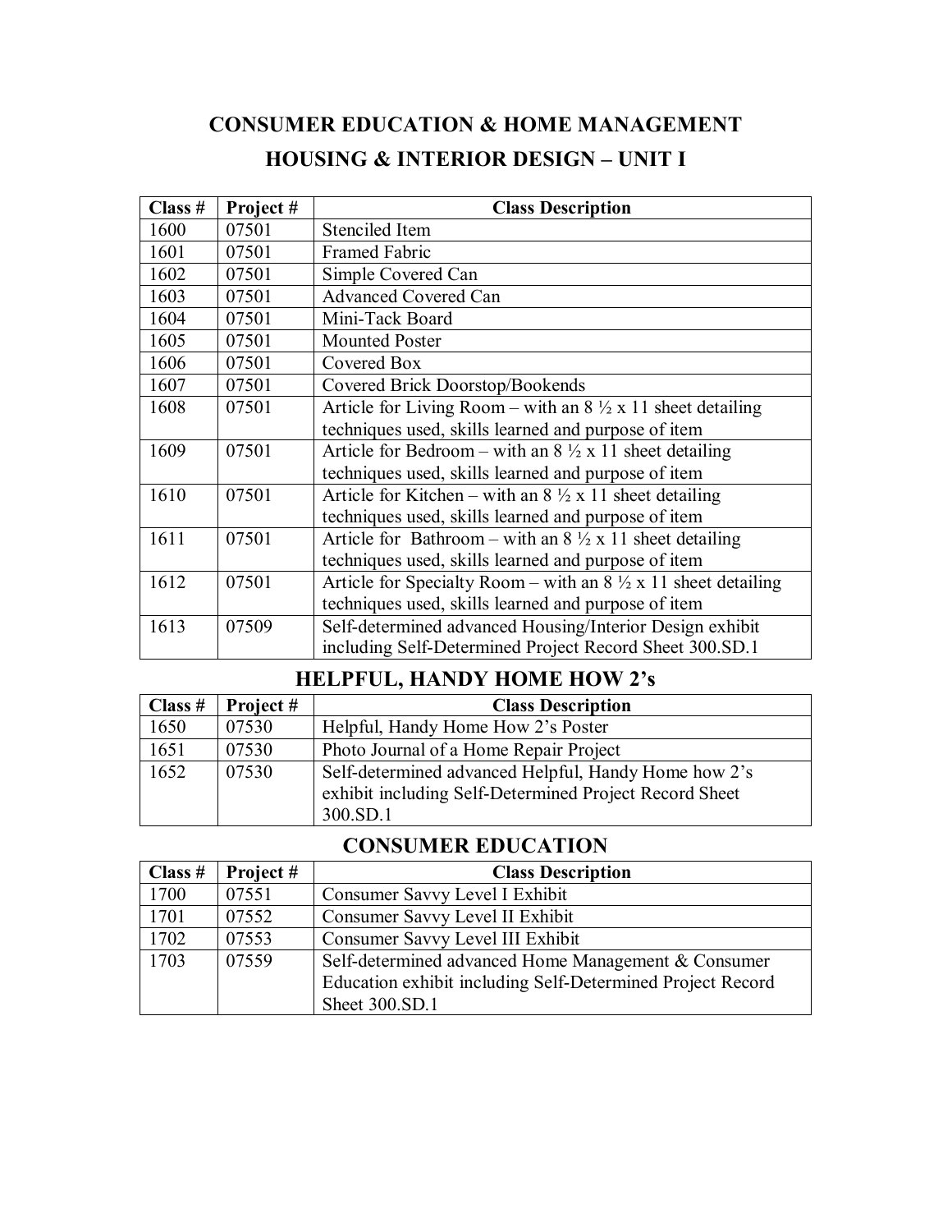# CONSUMER EDUCATION & HOME MANAGEMENT

## HOUSING & INTERIOR DESIGN – UNIT I

| Class # | Project # | Class Description |
|---|---|---|
| 1600 | 07501 | Stenciled Item |
| 1601 | 07501 | Framed Fabric |
| 1602 | 07501 | Simple Covered Can |
| 1603 | 07501 | Advanced Covered Can |
| 1604 | 07501 | Mini-Tack Board |
| 1605 | 07501 | Mounted Poster |
| 1606 | 07501 | Covered Box |
| 1607 | 07501 | Covered Brick Doorstop/Bookends |
| 1608 | 07501 | Article for Living Room – with an 8 ½ x 11 sheet detailing techniques used, skills learned and purpose of item |
| 1609 | 07501 | Article for Bedroom – with an 8 ½ x 11 sheet detailing techniques used, skills learned and purpose of item |
| 1610 | 07501 | Article for Kitchen – with an 8 ½ x 11 sheet detailing techniques used, skills learned and purpose of item |
| 1611 | 07501 | Article for Bathroom – with an 8 ½ x 11 sheet detailing techniques used, skills learned and purpose of item |
| 1612 | 07501 | Article for Specialty Room – with an 8 ½ x 11 sheet detailing techniques used, skills learned and purpose of item |
| 1613 | 07509 | Self-determined advanced Housing/Interior Design exhibit including Self-Determined Project Record Sheet 300.SD.1 |

## HELPFUL, HANDY HOME HOW 2's

| Class # | Project # | Class Description |
|---|---|---|
| 1650 | 07530 | Helpful, Handy Home How 2's Poster |
| 1651 | 07530 | Photo Journal of a Home Repair Project |
| 1652 | 07530 | Self-determined advanced Helpful, Handy Home how 2's exhibit including Self-Determined Project Record Sheet 300.SD.1 |

## CONSUMER EDUCATION

| Class # | Project # | Class Description |
|---|---|---|
| 1700 | 07551 | Consumer Savvy Level I Exhibit |
| 1701 | 07552 | Consumer Savvy Level II Exhibit |
| 1702 | 07553 | Consumer Savvy Level III Exhibit |
| 1703 | 07559 | Self-determined advanced Home Management & Consumer Education exhibit including Self-Determined Project Record Sheet 300.SD.1 |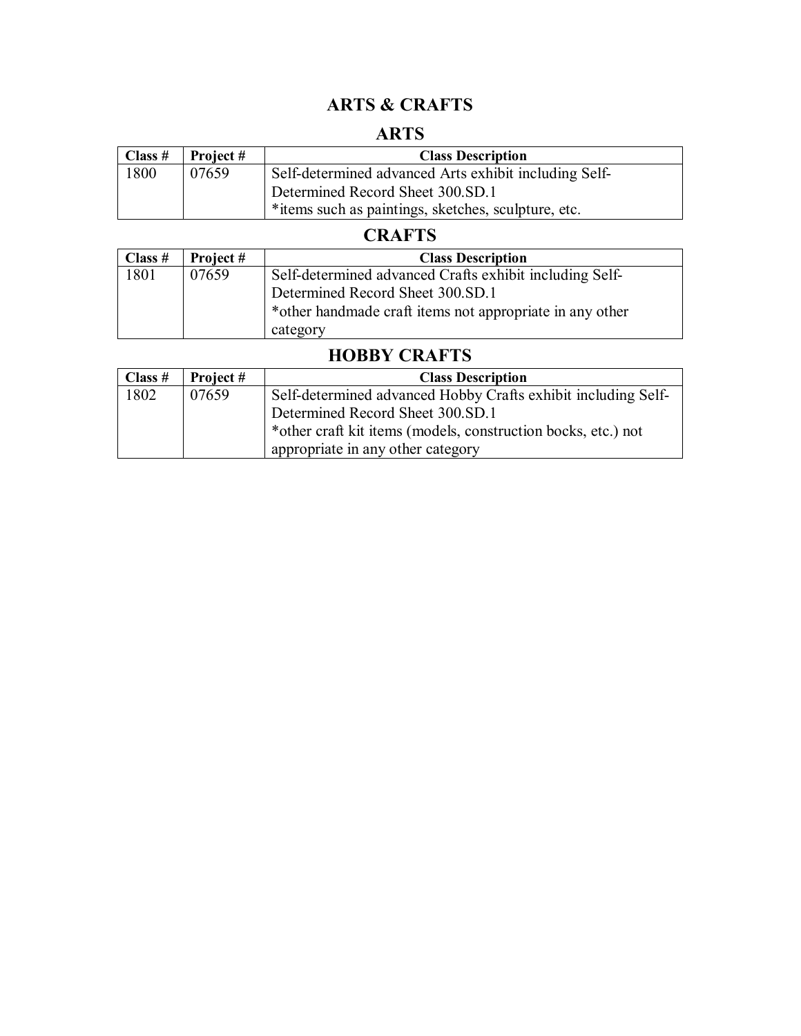# ARTS & CRAFTS

## ARTS

| Class # | Project # | Class Description |
|---|---|---|
| 1800 | 07659 | Self-determined advanced Arts exhibit including Self-Determined Record Sheet 300.SD.1 *items such as paintings, sketches, sculpture, etc. |

## CRAFTS

| Class # | Project # | Class Description |
|---|---|---|
| 1801 | 07659 | Self-determined advanced Crafts exhibit including Self-Determined Record Sheet 300.SD.1 *other handmade craft items not appropriate in any other category |

## HOBBY CRAFTS

| Class # | Project # | Class Description |
|---|---|---|
| 1802 | 07659 | Self-determined advanced Hobby Crafts exhibit including Self-Determined Record Sheet 300.SD.1 *other craft kit items (models, construction bocks, etc.) not appropriate in any other category |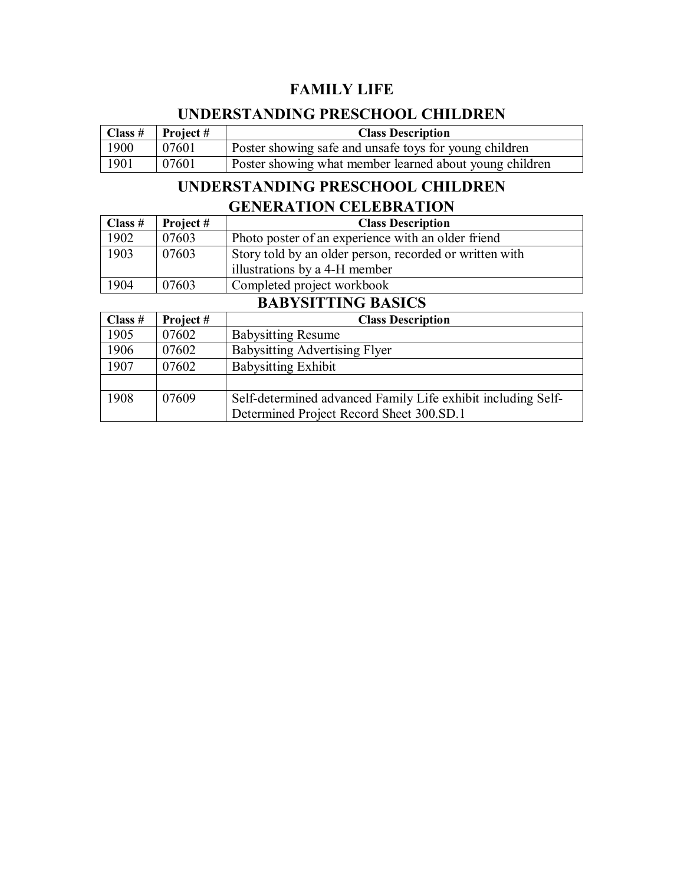# FAMILY LIFE

## UNDERSTANDING PRESCHOOL CHILDREN

| Class # | Project # | Class Description |
|---|---|---|
| 1900 | 07601 | Poster showing safe and unsafe toys for young children |
| 1901 | 07601 | Poster showing what member learned about young children |

## UNDERSTANDING PRESCHOOL CHILDREN GENERATION CELEBRATION

| Class # | Project # | Class Description |
|---|---|---|
| 1902 | 07603 | Photo poster of an experience with an older friend |
| 1903 | 07603 | Story told by an older person, recorded or written with illustrations by a 4-H member |
| 1904 | 07603 | Completed project workbook |

## BABYSITTING BASICS

| Class # | Project # | Class Description |
|---|---|---|
| 1905 | 07602 | Babysitting Resume |
| 1906 | 07602 | Babysitting Advertising Flyer |
| 1907 | 07602 | Babysitting Exhibit |
| | | |
| 1908 | 07609 | Self-determined advanced Family Life exhibit including Self-Determined Project Record Sheet 300.SD.1 |